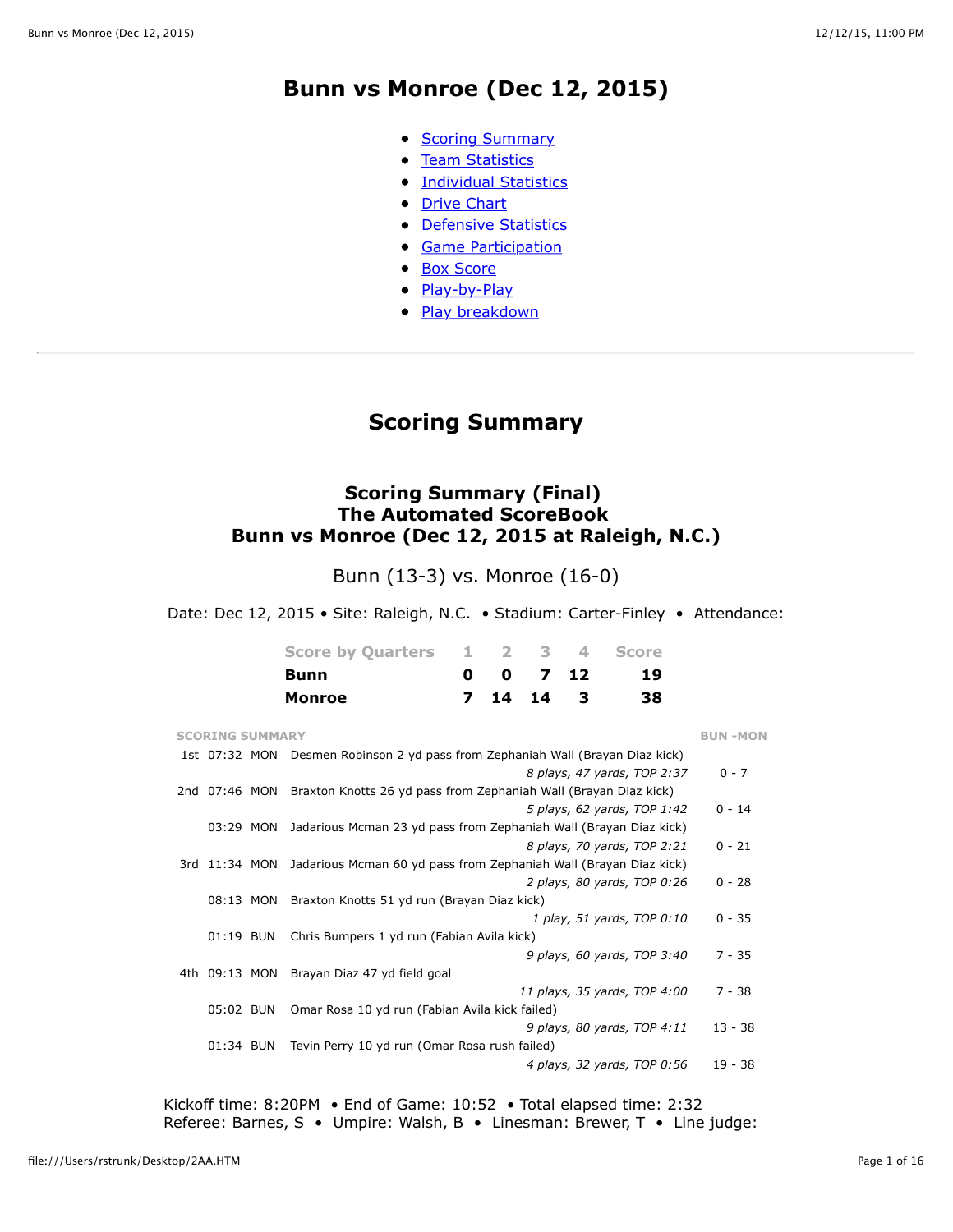# Bunn vs Monroe (Dec 12, 2015)

- Scoring Summary
- Team Statistics
- Individual Statistics
- Drive Chart
- Defensive Statistics
- Game Participation
- Box Score
- Play-by-Play
- Play breakdown

---

## Scoring Summary

### Scoring Summary (Final)
### The Automated ScoreBook
### Bunn vs Monroe (Dec 12, 2015 at Raleigh, N.C.)

Bunn (13-3) vs. Monroe (16-0)

Date: Dec 12, 2015 • Site: Raleigh, N.C. • Stadium: Carter-Finley • Attendance:

| Score by Quarters | 1 | 2 | 3 | 4 | Score |
|---|---|---|---|---|---|
| **Bunn** | 0 | 0 | 7 | 12 | 19 |
| **Monroe** | 7 | 14 | 14 | 3 | 38 |

| SCORING SUMMARY | | | | BUN -MON |
|---|---|---|---|---|
| 1st | 07:32 | MON | Desmen Robinson 2 yd pass from Zephaniah Wall (Brayan Diaz kick) | |
| | | | *8 plays, 47 yards, TOP 2:37* | 0 - 7 |
| 2nd | 07:46 | MON | Braxton Knotts 26 yd pass from Zephaniah Wall (Brayan Diaz kick) | |
| | | | *5 plays, 62 yards, TOP 1:42* | 0 - 14 |
| | 03:29 | MON | Jadarious Mcman 23 yd pass from Zephaniah Wall (Brayan Diaz kick) | |
| | | | *8 plays, 70 yards, TOP 2:21* | 0 - 21 |
| 3rd | 11:34 | MON | Jadarious Mcman 60 yd pass from Zephaniah Wall (Brayan Diaz kick) | |
| | | | *2 plays, 80 yards, TOP 0:26* | 0 - 28 |
| | 08:13 | MON | Braxton Knotts 51 yd run (Brayan Diaz kick) | |
| | | | *1 play, 51 yards, TOP 0:10* | 0 - 35 |
| | 01:19 | BUN | Chris Bumpers 1 yd run (Fabian Avila kick) | |
| | | | *9 plays, 60 yards, TOP 3:40* | 7 - 35 |
| 4th | 09:13 | MON | Brayan Diaz 47 yd field goal | |
| | | | *11 plays, 35 yards, TOP 4:00* | 7 - 38 |
| | 05:02 | BUN | Omar Rosa 10 yd run (Fabian Avila kick failed) | |
| | | | *9 plays, 80 yards, TOP 4:11* | 13 - 38 |
| | 01:34 | BUN | Tevin Perry 10 yd run (Omar Rosa rush failed) | |
| | | | *4 plays, 32 yards, TOP 0:56* | 19 - 38 |

Kickoff time: 8:20PM • End of Game: 10:52 • Total elapsed time: 2:32
Referee: Barnes, S • Umpire: Walsh, B • Linesman: Brewer, T • Line judge: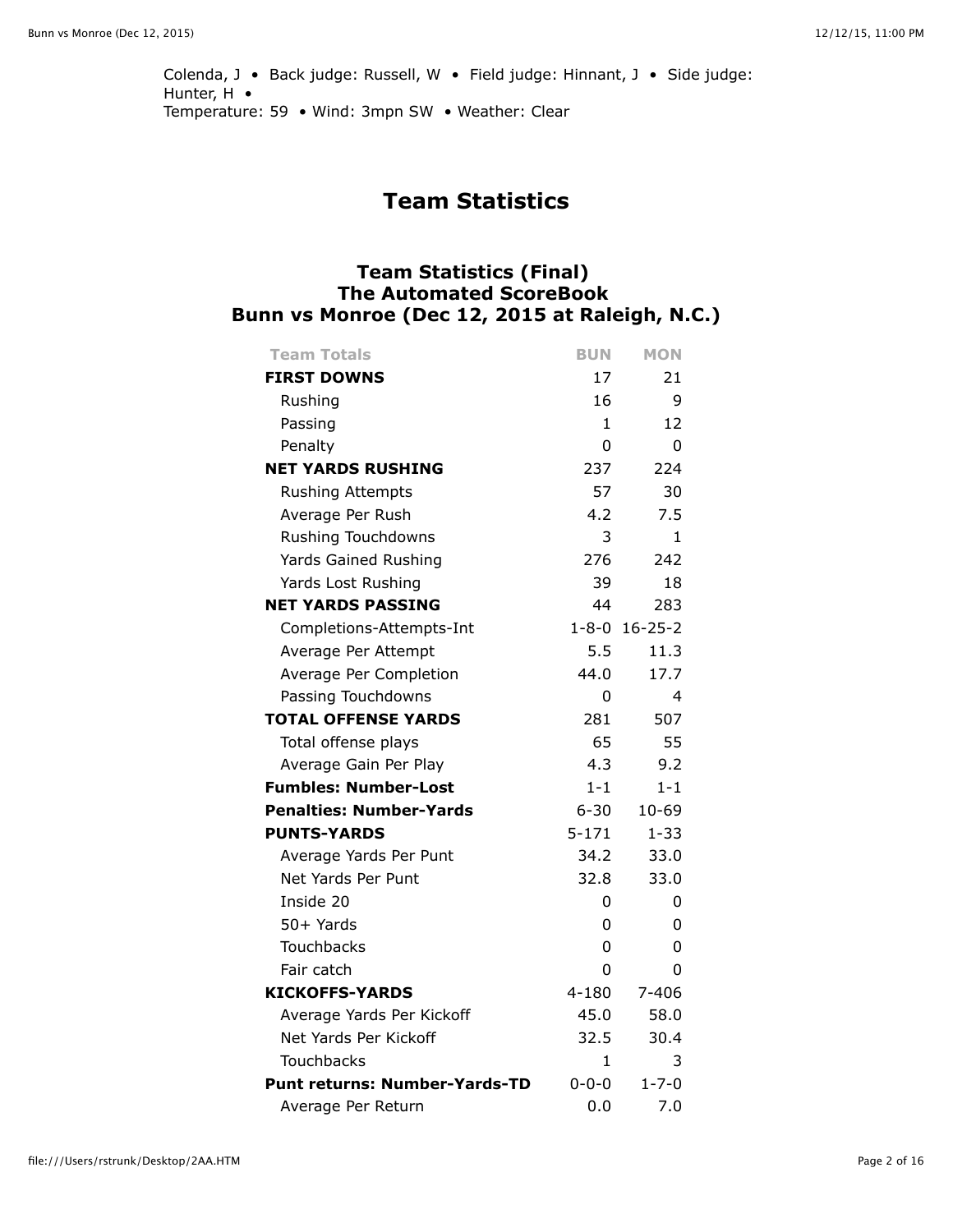Colenda, J • Back judge: Russell, W • Field judge: Hinnant, J • Side judge: Hunter, H •
Temperature: 59 • Wind: 3mpn SW • Weather: Clear

# Team Statistics

## Team Statistics (Final)
## The Automated ScoreBook
## Bunn vs Monroe (Dec 12, 2015 at Raleigh, N.C.)

| Team Totals | BUN | MON |
|---|---|---|
| **FIRST DOWNS** | 17 | 21 |
| Rushing | 16 | 9 |
| Passing | 1 | 12 |
| Penalty | 0 | 0 |
| **NET YARDS RUSHING** | 237 | 224 |
| Rushing Attempts | 57 | 30 |
| Average Per Rush | 4.2 | 7.5 |
| Rushing Touchdowns | 3 | 1 |
| Yards Gained Rushing | 276 | 242 |
| Yards Lost Rushing | 39 | 18 |
| **NET YARDS PASSING** | 44 | 283 |
| Completions-Attempts-Int | 1-8-0 | 16-25-2 |
| Average Per Attempt | 5.5 | 11.3 |
| Average Per Completion | 44.0 | 17.7 |
| Passing Touchdowns | 0 | 4 |
| **TOTAL OFFENSE YARDS** | 281 | 507 |
| Total offense plays | 65 | 55 |
| Average Gain Per Play | 4.3 | 9.2 |
| **Fumbles: Number-Lost** | 1-1 | 1-1 |
| **Penalties: Number-Yards** | 6-30 | 10-69 |
| **PUNTS-YARDS** | 5-171 | 1-33 |
| Average Yards Per Punt | 34.2 | 33.0 |
| Net Yards Per Punt | 32.8 | 33.0 |
| Inside 20 | 0 | 0 |
| 50+ Yards | 0 | 0 |
| Touchbacks | 0 | 0 |
| Fair catch | 0 | 0 |
| **KICKOFFS-YARDS** | 4-180 | 7-406 |
| Average Yards Per Kickoff | 45.0 | 58.0 |
| Net Yards Per Kickoff | 32.5 | 30.4 |
| Touchbacks | 1 | 3 |
| **Punt returns: Number-Yards-TD** | 0-0-0 | 1-7-0 |
| Average Per Return | 0.0 | 7.0 |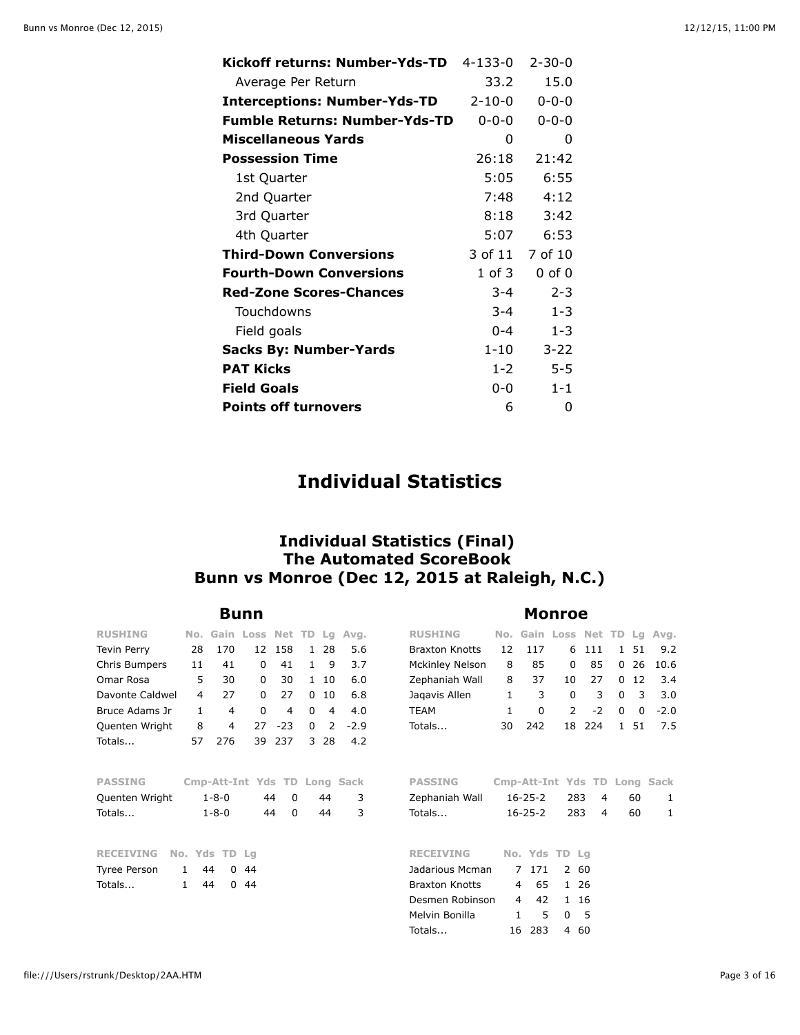| | Bunn | Monroe |
|---|---|---|
| **Kickoff returns: Number-Yds-TD** | 4-133-0 | 2-30-0 |
| Average Per Return | 33.2 | 15.0 |
| **Interceptions: Number-Yds-TD** | 2-10-0 | 0-0-0 |
| **Fumble Returns: Number-Yds-TD** | 0-0-0 | 0-0-0 |
| **Miscellaneous Yards** | 0 | 0 |
| **Possession Time** | 26:18 | 21:42 |
| 1st Quarter | 5:05 | 6:55 |
| 2nd Quarter | 7:48 | 4:12 |
| 3rd Quarter | 8:18 | 3:42 |
| 4th Quarter | 5:07 | 6:53 |
| **Third-Down Conversions** | 3 of 11 | 7 of 10 |
| **Fourth-Down Conversions** | 1 of 3 | 0 of 0 |
| **Red-Zone Scores-Chances** | 3-4 | 2-3 |
| Touchdowns | 3-4 | 1-3 |
| Field goals | 0-4 | 1-3 |
| **Sacks By: Number-Yards** | 1-10 | 3-22 |
| **PAT Kicks** | 1-2 | 5-5 |
| **Field Goals** | 0-0 | 1-1 |
| **Points off turnovers** | 6 | 0 |

# Individual Statistics

## Individual Statistics (Final)
## The Automated ScoreBook
## Bunn vs Monroe (Dec 12, 2015 at Raleigh, N.C.)

### Bunn

| RUSHING | No. | Gain | Loss | Net | TD | Lg | Avg. |
|---|---|---|---|---|---|---|---|
| Tevin Perry | 28 | 170 | 12 | 158 | 1 | 28 | 5.6 |
| Chris Bumpers | 11 | 41 | 0 | 41 | 1 | 9 | 3.7 |
| Omar Rosa | 5 | 30 | 0 | 30 | 1 | 10 | 6.0 |
| Davonte Caldwel | 4 | 27 | 0 | 27 | 0 | 10 | 6.8 |
| Bruce Adams Jr | 1 | 4 | 0 | 4 | 0 | 4 | 4.0 |
| Quenten Wright | 8 | 4 | 27 | -23 | 0 | 2 | -2.9 |
| Totals... | 57 | 276 | 39 | 237 | 3 | 28 | 4.2 |

| PASSING | Cmp-Att-Int | Yds | TD | Long | Sack |
|---|---|---|---|---|---|
| Quenten Wright | 1-8-0 | 44 | 0 | 44 | 3 |
| Totals... | 1-8-0 | 44 | 0 | 44 | 3 |

| RECEIVING | No. | Yds | TD | Lg |
|---|---|---|---|---|
| Tyree Person | 1 | 44 | 0 | 44 |
| Totals... | 1 | 44 | 0 | 44 |

### Monroe

| RUSHING | No. | Gain | Loss | Net | TD | Lg | Avg. |
|---|---|---|---|---|---|---|---|
| Braxton Knotts | 12 | 117 | 6 | 111 | 1 | 51 | 9.2 |
| Mckinley Nelson | 8 | 85 | 0 | 85 | 0 | 26 | 10.6 |
| Zephaniah Wall | 8 | 37 | 10 | 27 | 0 | 12 | 3.4 |
| Jaqavis Allen | 1 | 3 | 0 | 3 | 0 | 3 | 3.0 |
| TEAM | 1 | 0 | 2 | -2 | 0 | 0 | -2.0 |
| Totals... | 30 | 242 | 18 | 224 | 1 | 51 | 7.5 |

| PASSING | Cmp-Att-Int | Yds | TD | Long | Sack |
|---|---|---|---|---|---|
| Zephaniah Wall | 16-25-2 | 283 | 4 | 60 | 1 |
| Totals... | 16-25-2 | 283 | 4 | 60 | 1 |

| RECEIVING | No. | Yds | TD | Lg |
|---|---|---|---|---|
| Jadarious Mcman | 7 | 171 | 2 | 60 |
| Braxton Knotts | 4 | 65 | 1 | 26 |
| Desmen Robinson | 4 | 42 | 1 | 16 |
| Melvin Bonilla | 1 | 5 | 0 | 5 |
| Totals... | 16 | 283 | 4 | 60 |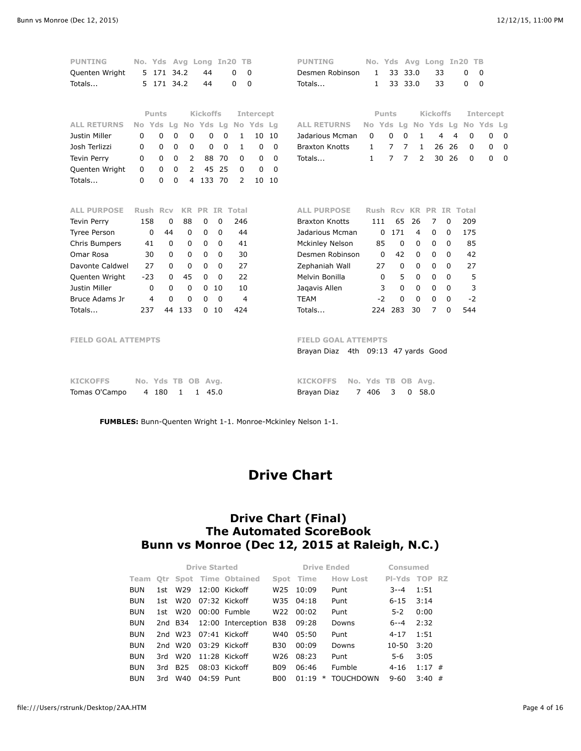| PUNTING | No. | Yds | Avg | Long | In20 | TB |
|---|---|---|---|---|---|---|
| Quenten Wright | 5 | 171 | 34.2 | 44 | 0 | 0 |
| Totals... | 5 | 171 | 34.2 | 44 | 0 | 0 |

| PUNTING | No. | Yds | Avg | Long | In20 | TB |
|---|---|---|---|---|---|---|
| Desmen Robinson | 1 | 33 | 33.0 | 33 | 0 | 0 |
| Totals... | 1 | 33 | 33.0 | 33 | 0 | 0 |

| | Punts | | | Kickoffs | | | Intercept | | |
|---|---|---|---|---|---|---|---|---|---|
| ALL RETURNS | No | Yds | Lg | No | Yds | Lg | No | Yds | Lg |
| Justin Miller | 0 | 0 | 0 | 0 | 0 | 0 | 1 | 10 | 10 |
| Josh Terlizzi | 0 | 0 | 0 | 0 | 0 | 0 | 1 | 0 | 0 |
| Tevin Perry | 0 | 0 | 0 | 2 | 88 | 70 | 0 | 0 | 0 |
| Quenten Wright | 0 | 0 | 0 | 2 | 45 | 25 | 0 | 0 | 0 |
| Totals... | 0 | 0 | 0 | 4 | 133 | 70 | 2 | 10 | 10 |

| | Punts | | | Kickoffs | | | Intercept | | |
|---|---|---|---|---|---|---|---|---|---|
| ALL RETURNS | No | Yds | Lg | No | Yds | Lg | No | Yds | Lg |
| Jadarious Mcman | 0 | 0 | 0 | 1 | 4 | 4 | 0 | 0 | 0 |
| Braxton Knotts | 1 | 7 | 7 | 1 | 26 | 26 | 0 | 0 | 0 |
| Totals... | 1 | 7 | 7 | 2 | 30 | 26 | 0 | 0 | 0 |

| ALL PURPOSE | Rush | Rcv | KR | PR | IR | Total |
|---|---|---|---|---|---|---|
| Tevin Perry | 158 | 0 | 88 | 0 | 0 | 246 |
| Tyree Person | 0 | 44 | 0 | 0 | 0 | 44 |
| Chris Bumpers | 41 | 0 | 0 | 0 | 0 | 41 |
| Omar Rosa | 30 | 0 | 0 | 0 | 0 | 30 |
| Davonte Caldwel | 27 | 0 | 0 | 0 | 0 | 27 |
| Quenten Wright | -23 | 0 | 45 | 0 | 0 | 22 |
| Justin Miller | 0 | 0 | 0 | 0 | 10 | 10 |
| Bruce Adams Jr | 4 | 0 | 0 | 0 | 0 | 4 |
| Totals... | 237 | 44 | 133 | 0 | 10 | 424 |

| ALL PURPOSE | Rush | Rcv | KR | PR | IR | Total |
|---|---|---|---|---|---|---|
| Braxton Knotts | 111 | 65 | 26 | 7 | 0 | 209 |
| Jadarious Mcman | 0 | 171 | 4 | 0 | 0 | 175 |
| Mckinley Nelson | 85 | 0 | 0 | 0 | 0 | 85 |
| Desmen Robinson | 0 | 42 | 0 | 0 | 0 | 42 |
| Zephaniah Wall | 27 | 0 | 0 | 0 | 0 | 27 |
| Melvin Bonilla | 0 | 5 | 0 | 0 | 0 | 5 |
| Jaqavis Allen | 3 | 0 | 0 | 0 | 0 | 3 |
| TEAM | -2 | 0 | 0 | 0 | 0 | -2 |
| Totals... | 224 | 283 | 30 | 7 | 0 | 544 |

FIELD GOAL ATTEMPTS

FIELD GOAL ATTEMPTS
Brayan Diaz 4th 09:13 47 yards Good

| KICKOFFS | No. | Yds | TB | OB | Avg. |
|---|---|---|---|---|---|
| Tomas O'Campo | 4 | 180 | 1 | 1 | 45.0 |

| KICKOFFS | No. | Yds | TB | OB | Avg. |
|---|---|---|---|---|---|
| Brayan Diaz | 7 | 406 | 3 | 0 | 58.0 |

**FUMBLES:** Bunn-Quenten Wright 1-1. Monroe-Mckinley Nelson 1-1.

# Drive Chart

## Drive Chart (Final)
## The Automated ScoreBook
## Bunn vs Monroe (Dec 12, 2015 at Raleigh, N.C.)

| | | Drive Started | | | Drive Ended | | | Consumed | | |
|---|---|---|---|---|---|---|---|---|---|---|
| Team | Qtr | Spot | Time | Obtained | Spot | Time | How Lost | Pl-Yds | TOP | RZ |
| BUN | 1st | W29 | 12:00 | Kickoff | W25 | 10:09 | Punt | 3--4 | 1:51 | |
| BUN | 1st | W20 | 07:32 | Kickoff | W35 | 04:18 | Punt | 6-15 | 3:14 | |
| BUN | 1st | W20 | 00:00 | Fumble | W22 | 00:02 | Punt | 5-2 | 0:00 | |
| BUN | 2nd | B34 | 12:00 | Interception | B38 | 09:28 | Downs | 6--4 | 2:32 | |
| BUN | 2nd | W23 | 07:41 | Kickoff | W40 | 05:50 | Punt | 4-17 | 1:51 | |
| BUN | 2nd | W20 | 03:29 | Kickoff | B30 | 00:09 | Downs | 10-50 | 3:20 | |
| BUN | 3rd | W20 | 11:28 | Kickoff | W26 | 08:23 | Punt | 5-6 | 3:05 | |
| BUN | 3rd | B25 | 08:03 | Kickoff | B09 | 06:46 | Fumble | 4-16 | 1:17 | # |
| BUN | 3rd | W40 | 04:59 | Punt | B00 | 01:19 | * TOUCHDOWN | 9-60 | 3:40 | # |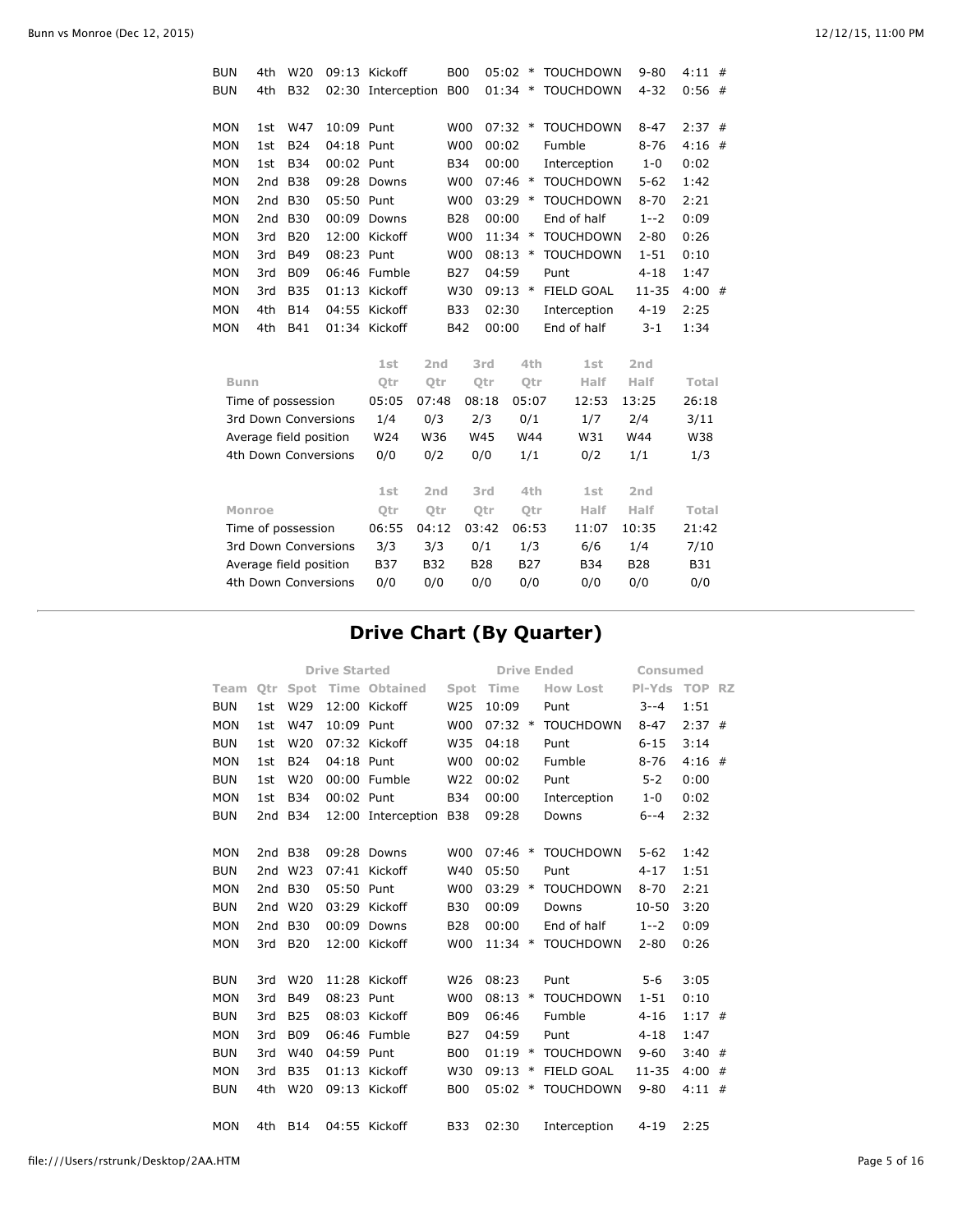| Team | Qtr | Spot | Time | Obtained | Spot | Time | | How Lost | Pl-Yds | TOP | RZ |
|---|---|---|---|---|---|---|---|---|---|---|---|
| BUN | 4th | W20 | 09:13 | Kickoff | B00 | 05:02 | * | TOUCHDOWN | 9-80 | 4:11 | # |
| BUN | 4th | B32 | 02:30 | Interception | B00 | 01:34 | * | TOUCHDOWN | 4-32 | 0:56 | # |
| | | | | | | | | | | | |
| MON | 1st | W47 | 10:09 | Punt | W00 | 07:32 | * | TOUCHDOWN | 8-47 | 2:37 | # |
| MON | 1st | B24 | 04:18 | Punt | W00 | 00:02 | | Fumble | 8-76 | 4:16 | # |
| MON | 1st | B34 | 00:02 | Punt | B34 | 00:00 | | Interception | 1-0 | 0:02 | |
| MON | 2nd | B38 | 09:28 | Downs | W00 | 07:46 | * | TOUCHDOWN | 5-62 | 1:42 | |
| MON | 2nd | B30 | 05:50 | Punt | W00 | 03:29 | * | TOUCHDOWN | 8-70 | 2:21 | |
| MON | 2nd | B30 | 00:09 | Downs | B28 | 00:00 | | End of half | 1--2 | 0:09 | |
| MON | 3rd | B20 | 12:00 | Kickoff | W00 | 11:34 | * | TOUCHDOWN | 2-80 | 0:26 | |
| MON | 3rd | B49 | 08:23 | Punt | W00 | 08:13 | * | TOUCHDOWN | 1-51 | 0:10 | |
| MON | 3rd | B09 | 06:46 | Fumble | B27 | 04:59 | | Punt | 4-18 | 1:47 | |
| MON | 3rd | B35 | 01:13 | Kickoff | W30 | 09:13 | * | FIELD GOAL | 11-35 | 4:00 | # |
| MON | 4th | B14 | 04:55 | Kickoff | B33 | 02:30 | | Interception | 4-19 | 2:25 | |
| MON | 4th | B41 | 01:34 | Kickoff | B42 | 00:00 | | End of half | 3-1 | 1:34 | |

| Bunn | 1st Qtr | 2nd Qtr | 3rd Qtr | 4th Qtr | 1st Half | 2nd Half | Total |
|---|---|---|---|---|---|---|---|
| Time of possession | 05:05 | 07:48 | 08:18 | 05:07 | 12:53 | 13:25 | 26:18 |
| 3rd Down Conversions | 1/4 | 0/3 | 2/3 | 0/1 | 1/7 | 2/4 | 3/11 |
| Average field position | W24 | W36 | W45 | W44 | W31 | W44 | W38 |
| 4th Down Conversions | 0/0 | 0/2 | 0/0 | 1/1 | 0/2 | 1/1 | 1/3 |

| Monroe | 1st Qtr | 2nd Qtr | 3rd Qtr | 4th Qtr | 1st Half | 2nd Half | Total |
|---|---|---|---|---|---|---|---|
| Time of possession | 06:55 | 04:12 | 03:42 | 06:53 | 11:07 | 10:35 | 21:42 |
| 3rd Down Conversions | 3/3 | 3/3 | 0/1 | 1/3 | 6/6 | 1/4 | 7/10 |
| Average field position | B37 | B32 | B28 | B27 | B34 | B28 | B31 |
| 4th Down Conversions | 0/0 | 0/0 | 0/0 | 0/0 | 0/0 | 0/0 | 0/0 |

# Drive Chart (By Quarter)

| | | Drive Started | | | Drive Ended | | | | Consumed | | |
|---|---|---|---|---|---|---|---|---|---|---|---|
| Team | Qtr | Spot | Time | Obtained | Spot | Time | | How Lost | Pl-Yds | TOP | RZ |
| BUN | 1st | W29 | 12:00 | Kickoff | W25 | 10:09 | | Punt | 3--4 | 1:51 | |
| MON | 1st | W47 | 10:09 | Punt | W00 | 07:32 | * | TOUCHDOWN | 8-47 | 2:37 | # |
| BUN | 1st | W20 | 07:32 | Kickoff | W35 | 04:18 | | Punt | 6-15 | 3:14 | |
| MON | 1st | B24 | 04:18 | Punt | W00 | 00:02 | | Fumble | 8-76 | 4:16 | # |
| BUN | 1st | W20 | 00:00 | Fumble | W22 | 00:02 | | Punt | 5-2 | 0:00 | |
| MON | 1st | B34 | 00:02 | Punt | B34 | 00:00 | | Interception | 1-0 | 0:02 | |
| BUN | 2nd | B34 | 12:00 | Interception | B38 | 09:28 | | Downs | 6--4 | 2:32 | |
| | | | | | | | | | | | |
| MON | 2nd | B38 | 09:28 | Downs | W00 | 07:46 | * | TOUCHDOWN | 5-62 | 1:42 | |
| BUN | 2nd | W23 | 07:41 | Kickoff | W40 | 05:50 | | Punt | 4-17 | 1:51 | |
| MON | 2nd | B30 | 05:50 | Punt | W00 | 03:29 | * | TOUCHDOWN | 8-70 | 2:21 | |
| BUN | 2nd | W20 | 03:29 | Kickoff | B30 | 00:09 | | Downs | 10-50 | 3:20 | |
| MON | 2nd | B30 | 00:09 | Downs | B28 | 00:00 | | End of half | 1--2 | 0:09 | |
| MON | 3rd | B20 | 12:00 | Kickoff | W00 | 11:34 | * | TOUCHDOWN | 2-80 | 0:26 | |
| | | | | | | | | | | | |
| BUN | 3rd | W20 | 11:28 | Kickoff | W26 | 08:23 | | Punt | 5-6 | 3:05 | |
| MON | 3rd | B49 | 08:23 | Punt | W00 | 08:13 | * | TOUCHDOWN | 1-51 | 0:10 | |
| BUN | 3rd | B25 | 08:03 | Kickoff | B09 | 06:46 | | Fumble | 4-16 | 1:17 | # |
| MON | 3rd | B09 | 06:46 | Fumble | B27 | 04:59 | | Punt | 4-18 | 1:47 | |
| BUN | 3rd | W40 | 04:59 | Punt | B00 | 01:19 | * | TOUCHDOWN | 9-60 | 3:40 | # |
| MON | 3rd | B35 | 01:13 | Kickoff | W30 | 09:13 | * | FIELD GOAL | 11-35 | 4:00 | # |
| BUN | 4th | W20 | 09:13 | Kickoff | B00 | 05:02 | * | TOUCHDOWN | 9-80 | 4:11 | # |
| | | | | | | | | | | | |
| MON | 4th | B14 | 04:55 | Kickoff | B33 | 02:30 | | Interception | 4-19 | 2:25 | |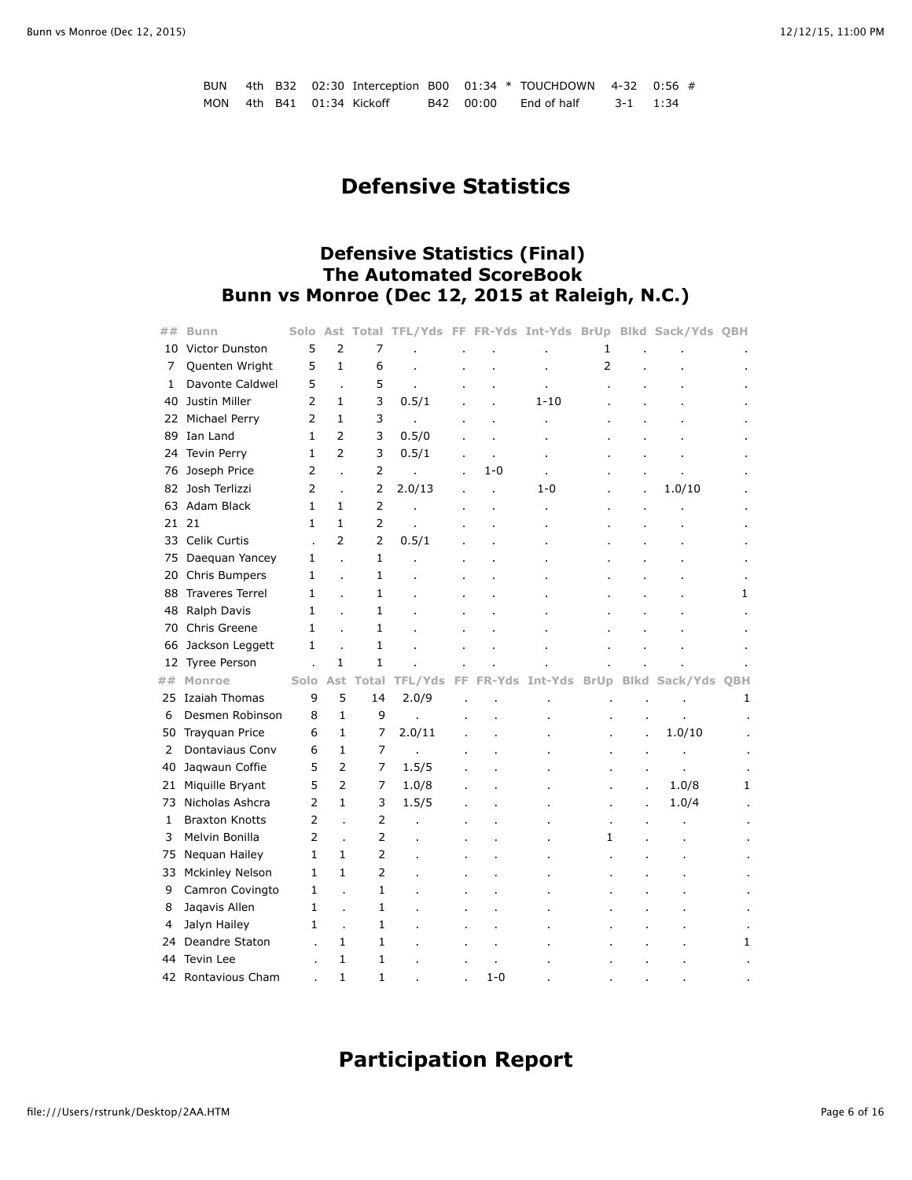| | | | | | | | | | |
|---|---|---|---|---|---|---|---|---|---|
| BUN | 4th | B32 | 02:30 | Interception | B00 | 01:34 * | TOUCHDOWN | 4-32 | 0:56 # |
| MON | 4th | B41 | 01:34 | Kickoff | B42 | 00:00 | End of half | 3-1 | 1:34 |

# Defensive Statistics

## Defensive Statistics (Final)
## The Automated ScoreBook
## Bunn vs Monroe (Dec 12, 2015 at Raleigh, N.C.)

| ## | Bunn | Solo | Ast | Total | TFL/Yds | FF | FR-Yds | Int-Yds | BrUp | Blkd | Sack/Yds | QBH |
|---|---|---|---|---|---|---|---|---|---|---|---|---|
| 10 | Victor Dunston | 5 | 2 | 7 | . | . | . | . | 1 | . | . | . |
| 7 | Quenten Wright | 5 | 1 | 6 | . | . | . | . | 2 | . | . | . |
| 1 | Davonte Caldwel | 5 | . | 5 | . | . | . | . | . | . | . | . |
| 40 | Justin Miller | 2 | 1 | 3 | 0.5/1 | . | . | 1-10 | . | . | . | . |
| 22 | Michael Perry | 2 | 1 | 3 | . | . | . | . | . | . | . | . |
| 89 | Ian Land | 1 | 2 | 3 | 0.5/0 | . | . | . | . | . | . | . |
| 24 | Tevin Perry | 1 | 2 | 3 | 0.5/1 | . | . | . | . | . | . | . |
| 76 | Joseph Price | 2 | . | 2 | . | . | 1-0 | . | . | . | . | . |
| 82 | Josh Terlizzi | 2 | . | 2 | 2.0/13 | . | . | 1-0 | . | . | 1.0/10 | . |
| 63 | Adam Black | 1 | 1 | 2 | . | . | . | . | . | . | . | . |
| 21 | 21 | 1 | 1 | 2 | . | . | . | . | . | . | . | . |
| 33 | Celik Curtis | . | 2 | 2 | 0.5/1 | . | . | . | . | . | . | . |
| 75 | Daequan Yancey | 1 | . | 1 | . | . | . | . | . | . | . | . |
| 20 | Chris Bumpers | 1 | . | 1 | . | . | . | . | . | . | . | . |
| 88 | Traveres Terrel | 1 | . | 1 | . | . | . | . | . | . | . | 1 |
| 48 | Ralph Davis | 1 | . | 1 | . | . | . | . | . | . | . | . |
| 70 | Chris Greene | 1 | . | 1 | . | . | . | . | . | . | . | . |
| 66 | Jackson Leggett | 1 | . | 1 | . | . | . | . | . | . | . | . |
| 12 | Tyree Person | . | 1 | 1 | . | . | . | . | . | . | . | . |
| ## | Monroe | Solo | Ast | Total | TFL/Yds | FF | FR-Yds | Int-Yds | BrUp | Blkd | Sack/Yds | QBH |
| 25 | Izaiah Thomas | 9 | 5 | 14 | 2.0/9 | . | . | . | . | . | . | 1 |
| 6 | Desmen Robinson | 8 | 1 | 9 | . | . | . | . | . | . | . | . |
| 50 | Trayquan Price | 6 | 1 | 7 | 2.0/11 | . | . | . | . | . | 1.0/10 | . |
| 2 | Dontaviaus Conv | 6 | 1 | 7 | . | . | . | . | . | . | . | . |
| 40 | Jaqwaun Coffie | 5 | 2 | 7 | 1.5/5 | . | . | . | . | . | . | . |
| 21 | Miquille Bryant | 5 | 2 | 7 | 1.0/8 | . | . | . | . | . | 1.0/8 | 1 |
| 73 | Nicholas Ashcra | 2 | 1 | 3 | 1.5/5 | . | . | . | . | . | 1.0/4 | . |
| 1 | Braxton Knotts | 2 | . | 2 | . | . | . | . | . | . | . | . |
| 3 | Melvin Bonilla | 2 | . | 2 | . | . | . | . | 1 | . | . | . |
| 75 | Nequan Hailey | 1 | 1 | 2 | . | . | . | . | . | . | . | . |
| 33 | Mckinley Nelson | 1 | 1 | 2 | . | . | . | . | . | . | . | . |
| 9 | Camron Covingto | 1 | . | 1 | . | . | . | . | . | . | . | . |
| 8 | Jaqavis Allen | 1 | . | 1 | . | . | . | . | . | . | . | . |
| 4 | Jalyn Hailey | 1 | . | 1 | . | . | . | . | . | . | . | . |
| 24 | Deandre Staton | . | 1 | 1 | . | . | . | . | . | . | . | 1 |
| 44 | Tevin Lee | . | 1 | 1 | . | . | . | . | . | . | . | . |
| 42 | Rontavious Cham | . | 1 | 1 | . | . | 1-0 | . | . | . | . | . |

# Participation Report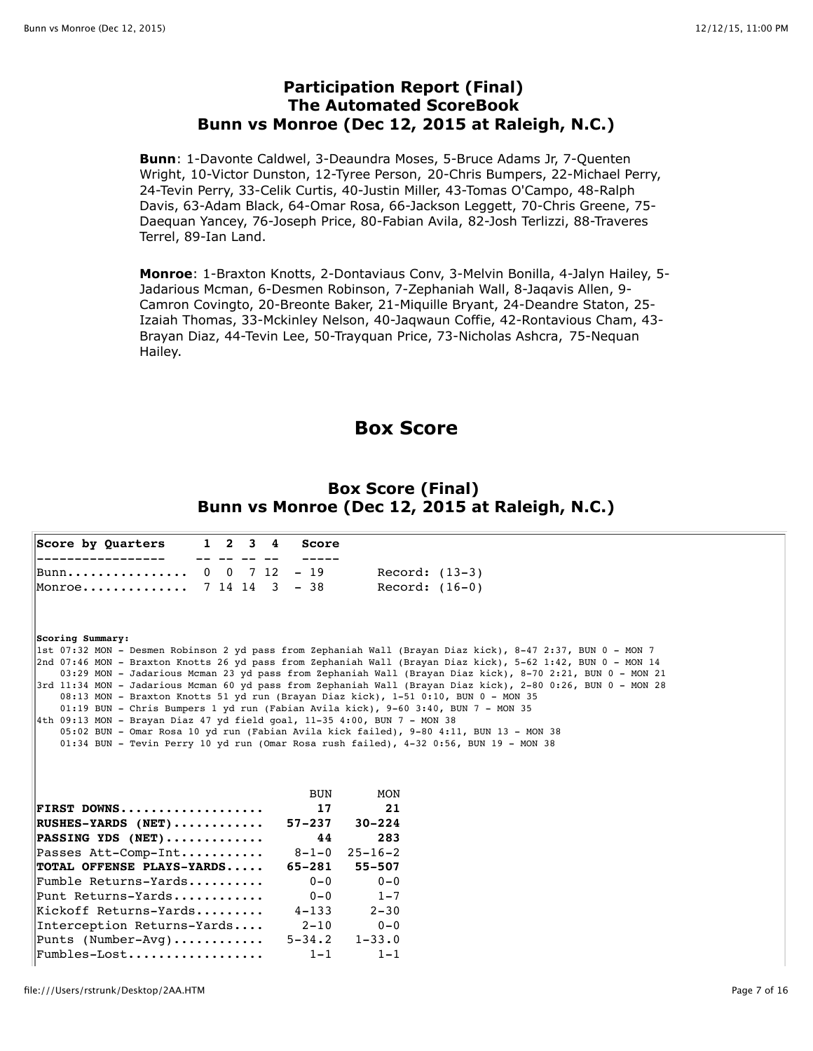## Participation Report (Final)
## The Automated ScoreBook
## Bunn vs Monroe (Dec 12, 2015 at Raleigh, N.C.)

**Bunn**: 1-Davonte Caldwel, 3-Deaundra Moses, 5-Bruce Adams Jr, 7-Quenten Wright, 10-Victor Dunston, 12-Tyree Person, 20-Chris Bumpers, 22-Michael Perry, 24-Tevin Perry, 33-Celik Curtis, 40-Justin Miller, 43-Tomas O'Campo, 48-Ralph Davis, 63-Adam Black, 64-Omar Rosa, 66-Jackson Leggett, 70-Chris Greene, 75-Daequan Yancey, 76-Joseph Price, 80-Fabian Avila, 82-Josh Terlizzi, 88-Traveres Terrel, 89-Ian Land.

**Monroe**: 1-Braxton Knotts, 2-Dontaviaus Conv, 3-Melvin Bonilla, 4-Jalyn Hailey, 5-Jadarious Mcman, 6-Desmen Robinson, 7-Zephaniah Wall, 8-Jaqavis Allen, 9-Camron Covingto, 20-Breonte Baker, 21-Miquille Bryant, 24-Deandre Staton, 25-Izaiah Thomas, 33-Mckinley Nelson, 40-Jaqwaun Coffie, 42-Rontavious Cham, 43-Brayan Diaz, 44-Tevin Lee, 50-Trayquan Price, 73-Nicholas Ashcra, 75-Nequan Hailey.

# Box Score

## Box Score (Final)
## Bunn vs Monroe (Dec 12, 2015 at Raleigh, N.C.)

| Score by Quarters | 1 | 2 | 3 | 4 | Score | |
|---|---|---|---|---|---|---|
| Bunn | 0 | 0 | 7 | 12 | 19 | Record: (13-3) |
| Monroe | 7 | 14 | 14 | 3 | 38 | Record: (16-0) |

**Scoring Summary:**

```
1st 07:32 MON - Desmen Robinson 2 yd pass from Zephaniah Wall (Brayan Diaz kick), 8-47 2:37, BUN 0 - MON 7
2nd 07:46 MON - Braxton Knotts 26 yd pass from Zephaniah Wall (Brayan Diaz kick), 5-62 1:42, BUN 0 - MON 14
    03:29 MON - Jadarious Mcman 23 yd pass from Zephaniah Wall (Brayan Diaz kick), 8-70 2:21, BUN 0 - MON 21
3rd 11:34 MON - Jadarious Mcman 60 yd pass from Zephaniah Wall (Brayan Diaz kick), 2-80 0:26, BUN 0 - MON 28
    08:13 MON - Braxton Knotts 51 yd run (Brayan Diaz kick), 1-51 0:10, BUN 0 - MON 35
    01:19 BUN - Chris Bumpers 1 yd run (Fabian Avila kick), 9-60 3:40, BUN 7 - MON 35
4th 09:13 MON - Brayan Diaz 47 yd field goal, 11-35 4:00, BUN 7 - MON 38
    05:02 BUN - Omar Rosa 10 yd run (Fabian Avila kick failed), 9-80 4:11, BUN 13 - MON 38
    01:34 BUN - Tevin Perry 10 yd run (Omar Rosa rush failed), 4-32 0:56, BUN 19 - MON 38
```

| | BUN | MON |
|---|---|---|
| **FIRST DOWNS** | **17** | **21** |
| **RUSHES-YARDS (NET)** | **57-237** | **30-224** |
| **PASSING YDS (NET)** | **44** | **283** |
| Passes Att-Comp-Int | 8-1-0 | 25-16-2 |
| **TOTAL OFFENSE PLAYS-YARDS** | **65-281** | **55-507** |
| Fumble Returns-Yards | 0-0 | 0-0 |
| Punt Returns-Yards | 0-0 | 1-7 |
| Kickoff Returns-Yards | 4-133 | 2-30 |
| Interception Returns-Yards | 2-10 | 0-0 |
| Punts (Number-Avg) | 5-34.2 | 1-33.0 |
| Fumbles-Lost | 1-1 | 1-1 |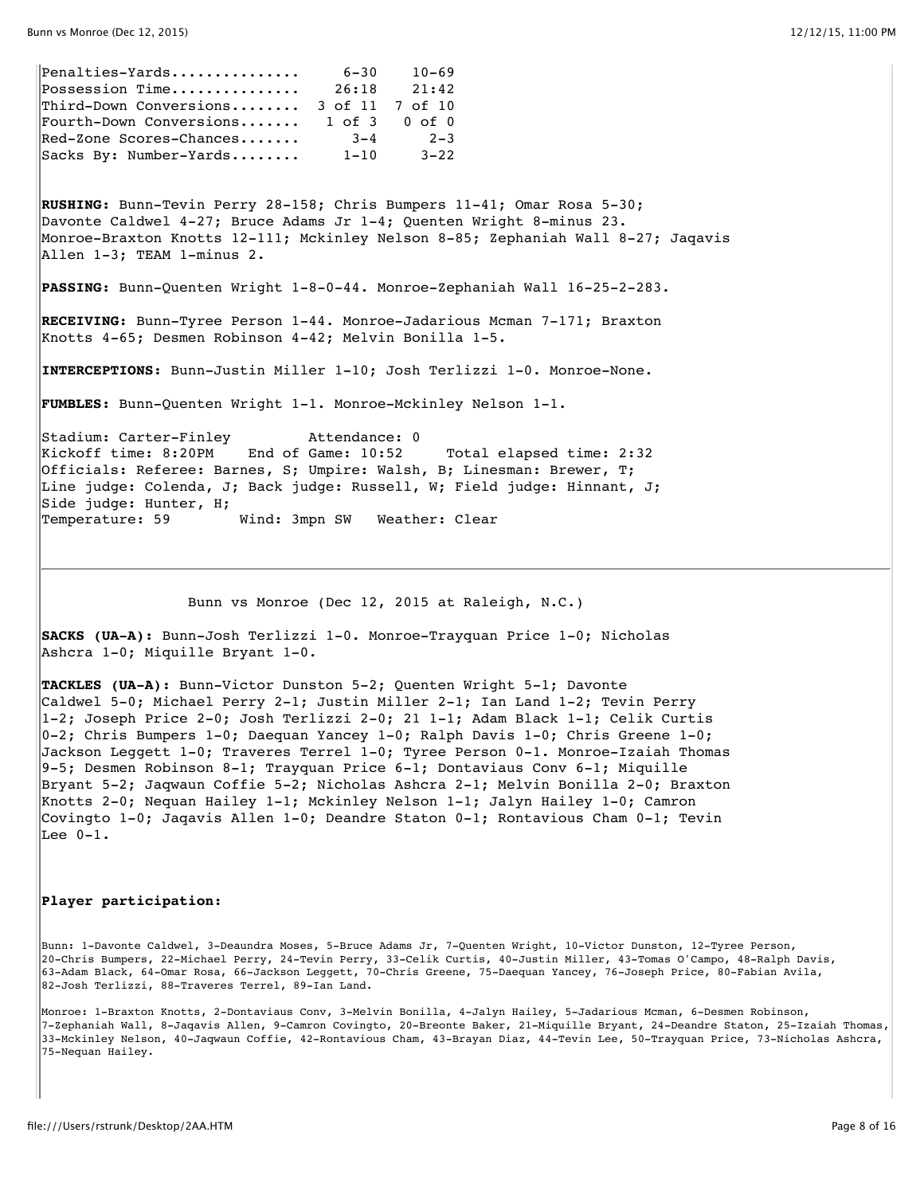| | | |
|---|---|---|
| Penalties-Yards.............. | 6-30 | 10-69 |
| Possession Time.............. | 26:18 | 21:42 |
| Third-Down Conversions........ | 3 of 11 | 7 of 10 |
| Fourth-Down Conversions....... | 1 of 3 | 0 of 0 |
| Red-Zone Scores-Chances....... | 3-4 | 2-3 |
| Sacks By: Number-Yards........ | 1-10 | 3-22 |

**RUSHING:** Bunn-Tevin Perry 28-158; Chris Bumpers 11-41; Omar Rosa 5-30; Davonte Caldwel 4-27; Bruce Adams Jr 1-4; Quenten Wright 8-minus 23. Monroe-Braxton Knotts 12-111; Mckinley Nelson 8-85; Zephaniah Wall 8-27; Jaqavis Allen 1-3; TEAM 1-minus 2.

**PASSING:** Bunn-Quenten Wright 1-8-0-44. Monroe-Zephaniah Wall 16-25-2-283.

**RECEIVING:** Bunn-Tyree Person 1-44. Monroe-Jadarious Mcman 7-171; Braxton Knotts 4-65; Desmen Robinson 4-42; Melvin Bonilla 1-5.

**INTERCEPTIONS:** Bunn-Justin Miller 1-10; Josh Terlizzi 1-0. Monroe-None.

**FUMBLES:** Bunn-Quenten Wright 1-1. Monroe-Mckinley Nelson 1-1.

Stadium: Carter-Finley Attendance: 0
Kickoff time: 8:20PM End of Game: 10:52 Total elapsed time: 2:32
Officials: Referee: Barnes, S; Umpire: Walsh, B; Linesman: Brewer, T;
Line judge: Colenda, J; Back judge: Russell, W; Field judge: Hinnant, J;
Side judge: Hunter, H;
Temperature: 59 Wind: 3mpn SW Weather: Clear

---

Bunn vs Monroe (Dec 12, 2015 at Raleigh, N.C.)

**SACKS (UA-A):** Bunn-Josh Terlizzi 1-0. Monroe-Trayquan Price 1-0; Nicholas Ashcra 1-0; Miquille Bryant 1-0.

**TACKLES (UA-A):** Bunn-Victor Dunston 5-2; Quenten Wright 5-1; Davonte Caldwel 5-0; Michael Perry 2-1; Justin Miller 2-1; Ian Land 1-2; Tevin Perry 1-2; Joseph Price 2-0; Josh Terlizzi 2-0; 21 1-1; Adam Black 1-1; Celik Curtis 0-2; Chris Bumpers 1-0; Daequan Yancey 1-0; Ralph Davis 1-0; Chris Greene 1-0; Jackson Leggett 1-0; Traveres Terrel 1-0; Tyree Person 0-1. Monroe-Izaiah Thomas 9-5; Desmen Robinson 8-1; Trayquan Price 6-1; Dontaviaus Conv 6-1; Miquille Bryant 5-2; Jaqwaun Coffie 5-2; Nicholas Ashcra 2-1; Melvin Bonilla 2-0; Braxton Knotts 2-0; Nequan Hailey 1-1; Mckinley Nelson 1-1; Jalyn Hailey 1-0; Camron Covingto 1-0; Jaqavis Allen 1-0; Deandre Staton 0-1; Rontavious Cham 0-1; Tevin Lee 0-1.

**Player participation:**

Bunn: 1-Davonte Caldwel, 3-Deaundra Moses, 5-Bruce Adams Jr, 7-Quenten Wright, 10-Victor Dunston, 12-Tyree Person, 20-Chris Bumpers, 22-Michael Perry, 24-Tevin Perry, 33-Celik Curtis, 40-Justin Miller, 43-Tomas O'Campo, 48-Ralph Davis, 63-Adam Black, 64-Omar Rosa, 66-Jackson Leggett, 70-Chris Greene, 75-Daequan Yancey, 76-Joseph Price, 80-Fabian Avila, 82-Josh Terlizzi, 88-Traveres Terrel, 89-Ian Land.

Monroe: 1-Braxton Knotts, 2-Dontaviaus Conv, 3-Melvin Bonilla, 4-Jalyn Hailey, 5-Jadarious Mcman, 6-Desmen Robinson, 7-Zephaniah Wall, 8-Jaqavis Allen, 9-Camron Covingto, 20-Breonte Baker, 21-Miquille Bryant, 24-Deandre Staton, 25-Izaiah Thomas, 33-Mckinley Nelson, 40-Jaqwaun Coffie, 42-Rontavious Cham, 43-Brayan Diaz, 44-Tevin Lee, 50-Trayquan Price, 73-Nicholas Ashcra, 75-Nequan Hailey.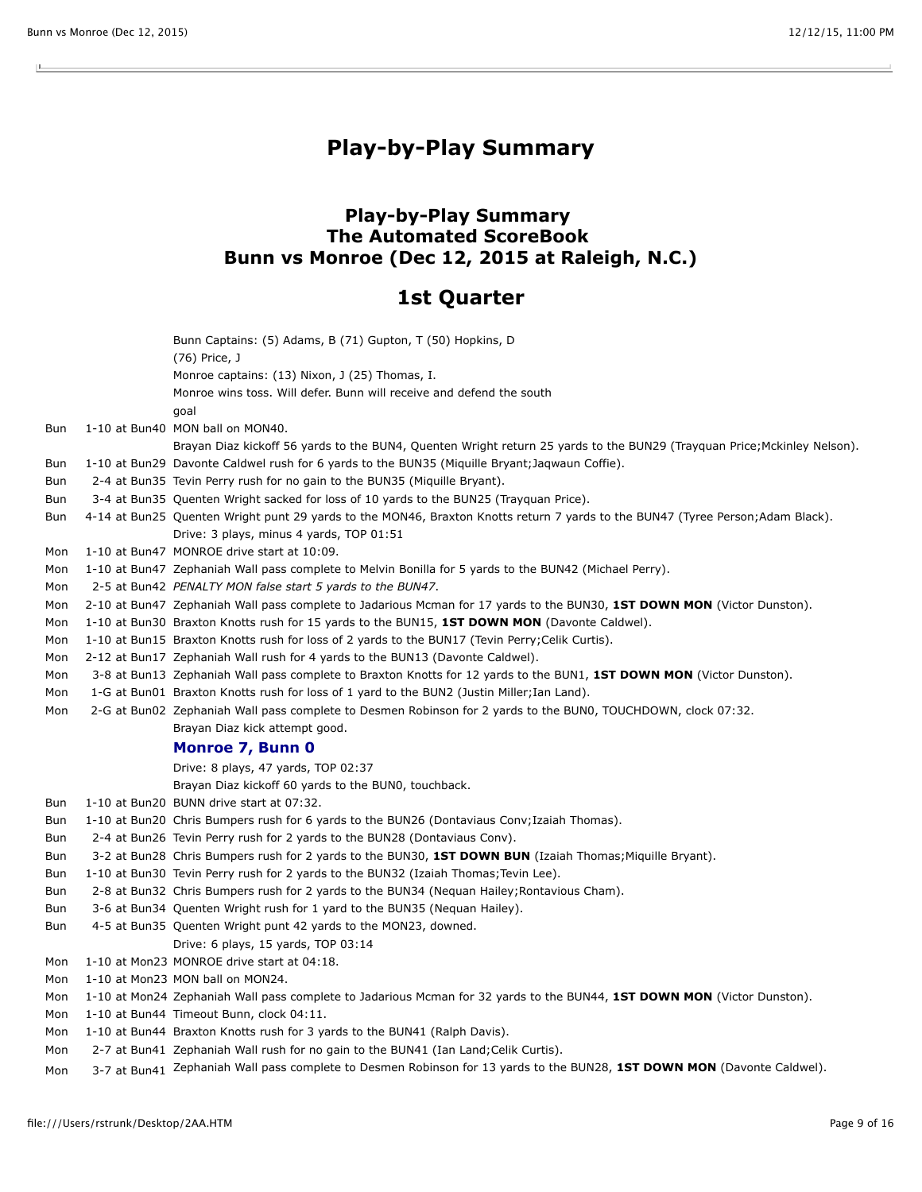# Play-by-Play Summary

## Play-by-Play Summary
## The Automated ScoreBook
## Bunn vs Monroe (Dec 12, 2015 at Raleigh, N.C.)

## 1st Quarter

| Team | Down & Distance | Play |
|---|---|---|
| | | Bunn Captains: (5) Adams, B (71) Gupton, T (50) Hopkins, D (76) Price, J |
| | | Monroe captains: (13) Nixon, J (25) Thomas, I. |
| | | Monroe wins toss. Will defer. Bunn will receive and defend the south goal |
| Bun | 1-10 at Bun40 | MON ball on MON40. |
| | | Brayan Diaz kickoff 56 yards to the BUN4, Quenten Wright return 25 yards to the BUN29 (Trayquan Price;Mckinley Nelson). |
| Bun | 1-10 at Bun29 | Davonte Caldwel rush for 6 yards to the BUN35 (Miquille Bryant;Jaqwaun Coffie). |
| Bun | 2-4 at Bun35 | Tevin Perry rush for no gain to the BUN35 (Miquille Bryant). |
| Bun | 3-4 at Bun35 | Quenten Wright sacked for loss of 10 yards to the BUN25 (Trayquan Price). |
| Bun | 4-14 at Bun25 | Quenten Wright punt 29 yards to the MON46, Braxton Knotts return 7 yards to the BUN47 (Tyree Person;Adam Black). |
| | | Drive: 3 plays, minus 4 yards, TOP 01:51 |
| Mon | 1-10 at Bun47 | MONROE drive start at 10:09. |
| Mon | 1-10 at Bun47 | Zephaniah Wall pass complete to Melvin Bonilla for 5 yards to the BUN42 (Michael Perry). |
| Mon | 2-5 at Bun42 | *PENALTY MON false start 5 yards to the BUN47.* |
| Mon | 2-10 at Bun47 | Zephaniah Wall pass complete to Jadarious Mcman for 17 yards to the BUN30, **1ST DOWN MON** (Victor Dunston). |
| Mon | 1-10 at Bun30 | Braxton Knotts rush for 15 yards to the BUN15, **1ST DOWN MON** (Davonte Caldwel). |
| Mon | 1-10 at Bun15 | Braxton Knotts rush for loss of 2 yards to the BUN17 (Tevin Perry;Celik Curtis). |
| Mon | 2-12 at Bun17 | Zephaniah Wall rush for 4 yards to the BUN13 (Davonte Caldwel). |
| Mon | 3-8 at Bun13 | Zephaniah Wall pass complete to Braxton Knotts for 12 yards to the BUN1, **1ST DOWN MON** (Victor Dunston). |
| Mon | 1-G at Bun01 | Braxton Knotts rush for loss of 1 yard to the BUN2 (Justin Miller;Ian Land). |
| Mon | 2-G at Bun02 | Zephaniah Wall pass complete to Desmen Robinson for 2 yards to the BUN0, TOUCHDOWN, clock 07:32. |
| | | Brayan Diaz kick attempt good. |
| | | **Monroe 7, Bunn 0** |
| | | Drive: 8 plays, 47 yards, TOP 02:37 |
| | | Brayan Diaz kickoff 60 yards to the BUN0, touchback. |
| Bun | 1-10 at Bun20 | BUNN drive start at 07:32. |
| Bun | 1-10 at Bun20 | Chris Bumpers rush for 6 yards to the BUN26 (Dontaviaus Conv;Izaiah Thomas). |
| Bun | 2-4 at Bun26 | Tevin Perry rush for 2 yards to the BUN28 (Dontaviaus Conv). |
| Bun | 3-2 at Bun28 | Chris Bumpers rush for 2 yards to the BUN30, **1ST DOWN BUN** (Izaiah Thomas;Miquille Bryant). |
| Bun | 1-10 at Bun30 | Tevin Perry rush for 2 yards to the BUN32 (Izaiah Thomas;Tevin Lee). |
| Bun | 2-8 at Bun32 | Chris Bumpers rush for 2 yards to the BUN34 (Nequan Hailey;Rontavious Cham). |
| Bun | 3-6 at Bun34 | Quenten Wright rush for 1 yard to the BUN35 (Nequan Hailey). |
| Bun | 4-5 at Bun35 | Quenten Wright punt 42 yards to the MON23, downed. |
| | | Drive: 6 plays, 15 yards, TOP 03:14 |
| Mon | 1-10 at Mon23 | MONROE drive start at 04:18. |
| Mon | 1-10 at Mon23 | MON ball on MON24. |
| Mon | 1-10 at Mon24 | Zephaniah Wall pass complete to Jadarious Mcman for 32 yards to the BUN44, **1ST DOWN MON** (Victor Dunston). |
| Mon | 1-10 at Bun44 | Timeout Bunn, clock 04:11. |
| Mon | 1-10 at Bun44 | Braxton Knotts rush for 3 yards to the BUN41 (Ralph Davis). |
| Mon | 2-7 at Bun41 | Zephaniah Wall rush for no gain to the BUN41 (Ian Land;Celik Curtis). |
| Mon | 3-7 at Bun41 | Zephaniah Wall pass complete to Desmen Robinson for 13 yards to the BUN28, **1ST DOWN MON** (Davonte Caldwel). |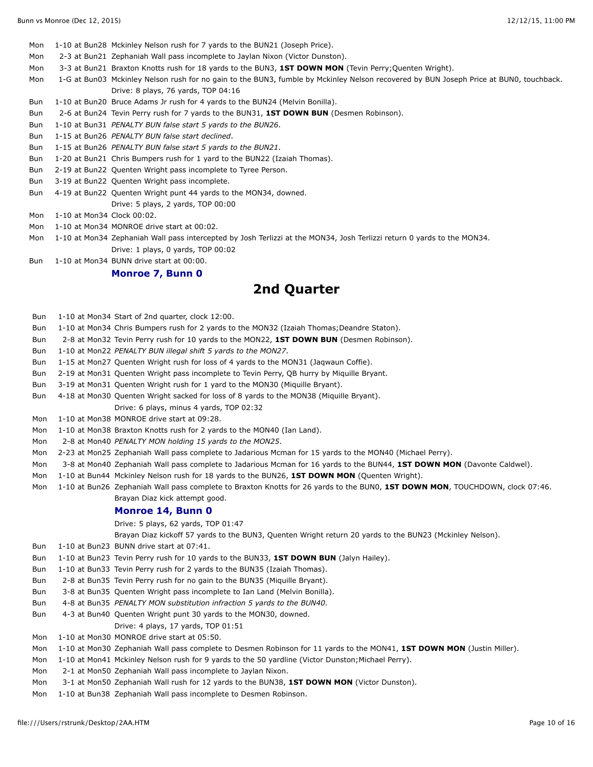| Team | Down & Position | Play |
|---|---|---|
| Mon | 1-10 at Bun28 | Mckinley Nelson rush for 7 yards to the BUN21 (Joseph Price). |
| Mon | 2-3 at Bun21 | Zephaniah Wall pass incomplete to Jaylan Nixon (Victor Dunston). |
| Mon | 3-3 at Bun21 | Braxton Knotts rush for 18 yards to the BUN3, **1ST DOWN MON** (Tevin Perry;Quenten Wright). |
| Mon | 1-G at Bun03 | Mckinley Nelson rush for no gain to the BUN3, fumble by Mckinley Nelson recovered by BUN Joseph Price at BUN0, touchback. |
| | | Drive: 8 plays, 76 yards, TOP 04:16 |
| Bun | 1-10 at Bun20 | Bruce Adams Jr rush for 4 yards to the BUN24 (Melvin Bonilla). |
| Bun | 2-6 at Bun24 | Tevin Perry rush for 7 yards to the BUN31, **1ST DOWN BUN** (Desmen Robinson). |
| Bun | 1-10 at Bun31 | *PENALTY BUN false start 5 yards to the BUN26.* |
| Bun | 1-15 at Bun26 | *PENALTY BUN false start declined.* |
| Bun | 1-15 at Bun26 | *PENALTY BUN false start 5 yards to the BUN21.* |
| Bun | 1-20 at Bun21 | Chris Bumpers rush for 1 yard to the BUN22 (Izaiah Thomas). |
| Bun | 2-19 at Bun22 | Quenten Wright pass incomplete to Tyree Person. |
| Bun | 3-19 at Bun22 | Quenten Wright pass incomplete. |
| Bun | 4-19 at Bun22 | Quenten Wright punt 44 yards to the MON34, downed. |
| | | Drive: 5 plays, 2 yards, TOP 00:00 |
| Mon | 1-10 at Mon34 | Clock 00:02. |
| Mon | 1-10 at Mon34 | MONROE drive start at 00:02. |
| Mon | 1-10 at Mon34 | Zephaniah Wall pass intercepted by Josh Terlizzi at the MON34, Josh Terlizzi return 0 yards to the MON34. |
| | | Drive: 1 plays, 0 yards, TOP 00:02 |
| Bun | 1-10 at Mon34 | BUNN drive start at 00:00. |

**Monroe 7, Bunn 0**

## 2nd Quarter

| Team | Down & Position | Play |
|---|---|---|
| Bun | 1-10 at Mon34 | Start of 2nd quarter, clock 12:00. |
| Bun | 1-10 at Mon34 | Chris Bumpers rush for 2 yards to the MON32 (Izaiah Thomas;Deandre Staton). |
| Bun | 2-8 at Mon32 | Tevin Perry rush for 10 yards to the MON22, **1ST DOWN BUN** (Desmen Robinson). |
| Bun | 1-10 at Mon22 | *PENALTY BUN illegal shift 5 yards to the MON27.* |
| Bun | 1-15 at Mon27 | Quenten Wright rush for loss of 4 yards to the MON31 (Jaqwaun Coffie). |
| Bun | 2-19 at Mon31 | Quenten Wright pass incomplete to Tevin Perry, QB hurry by Miquille Bryant. |
| Bun | 3-19 at Mon31 | Quenten Wright rush for 1 yard to the MON30 (Miquille Bryant). |
| Bun | 4-18 at Mon30 | Quenten Wright sacked for loss of 8 yards to the MON38 (Miquille Bryant). |
| | | Drive: 6 plays, minus 4 yards, TOP 02:32 |
| Mon | 1-10 at Mon38 | MONROE drive start at 09:28. |
| Mon | 1-10 at Mon38 | Braxton Knotts rush for 2 yards to the MON40 (Ian Land). |
| Mon | 2-8 at Mon40 | *PENALTY MON holding 15 yards to the MON25.* |
| Mon | 2-23 at Mon25 | Zephaniah Wall pass complete to Jadarious Mcman for 15 yards to the MON40 (Michael Perry). |
| Mon | 3-8 at Mon40 | Zephaniah Wall pass complete to Jadarious Mcman for 16 yards to the BUN44, **1ST DOWN MON** (Davonte Caldwel). |
| Mon | 1-10 at Bun44 | Mckinley Nelson rush for 18 yards to the BUN26, **1ST DOWN MON** (Quenten Wright). |
| Mon | 1-10 at Bun26 | Zephaniah Wall pass complete to Braxton Knotts for 26 yards to the BUN0, **1ST DOWN MON**, TOUCHDOWN, clock 07:46. |
| | | Brayan Diaz kick attempt good. |

**Monroe 14, Bunn 0**

| Team | Down & Position | Play |
|---|---|---|
| | | Drive: 5 plays, 62 yards, TOP 01:47 |
| | | Brayan Diaz kickoff 57 yards to the BUN3, Quenten Wright return 20 yards to the BUN23 (Mckinley Nelson). |
| Bun | 1-10 at Bun23 | BUNN drive start at 07:41. |
| Bun | 1-10 at Bun23 | Tevin Perry rush for 10 yards to the BUN33, **1ST DOWN BUN** (Jalyn Hailey). |
| Bun | 1-10 at Bun33 | Tevin Perry rush for 2 yards to the BUN35 (Izaiah Thomas). |
| Bun | 2-8 at Bun35 | Tevin Perry rush for no gain to the BUN35 (Miquille Bryant). |
| Bun | 3-8 at Bun35 | Quenten Wright pass incomplete to Ian Land (Melvin Bonilla). |
| Bun | 4-8 at Bun35 | *PENALTY MON substitution infraction 5 yards to the BUN40.* |
| Bun | 4-3 at Bun40 | Quenten Wright punt 30 yards to the MON30, downed. |
| | | Drive: 4 plays, 17 yards, TOP 01:51 |
| Mon | 1-10 at Mon30 | MONROE drive start at 05:50. |
| Mon | 1-10 at Mon30 | Zephaniah Wall pass complete to Desmen Robinson for 11 yards to the MON41, **1ST DOWN MON** (Justin Miller). |
| Mon | 1-10 at Mon41 | Mckinley Nelson rush for 9 yards to the 50 yardline (Victor Dunston;Michael Perry). |
| Mon | 2-1 at Mon50 | Zephaniah Wall pass incomplete to Jaylan Nixon. |
| Mon | 3-1 at Mon50 | Zephaniah Wall rush for 12 yards to the BUN38, **1ST DOWN MON** (Victor Dunston). |
| Mon | 1-10 at Bun38 | Zephaniah Wall pass incomplete to Desmen Robinson. |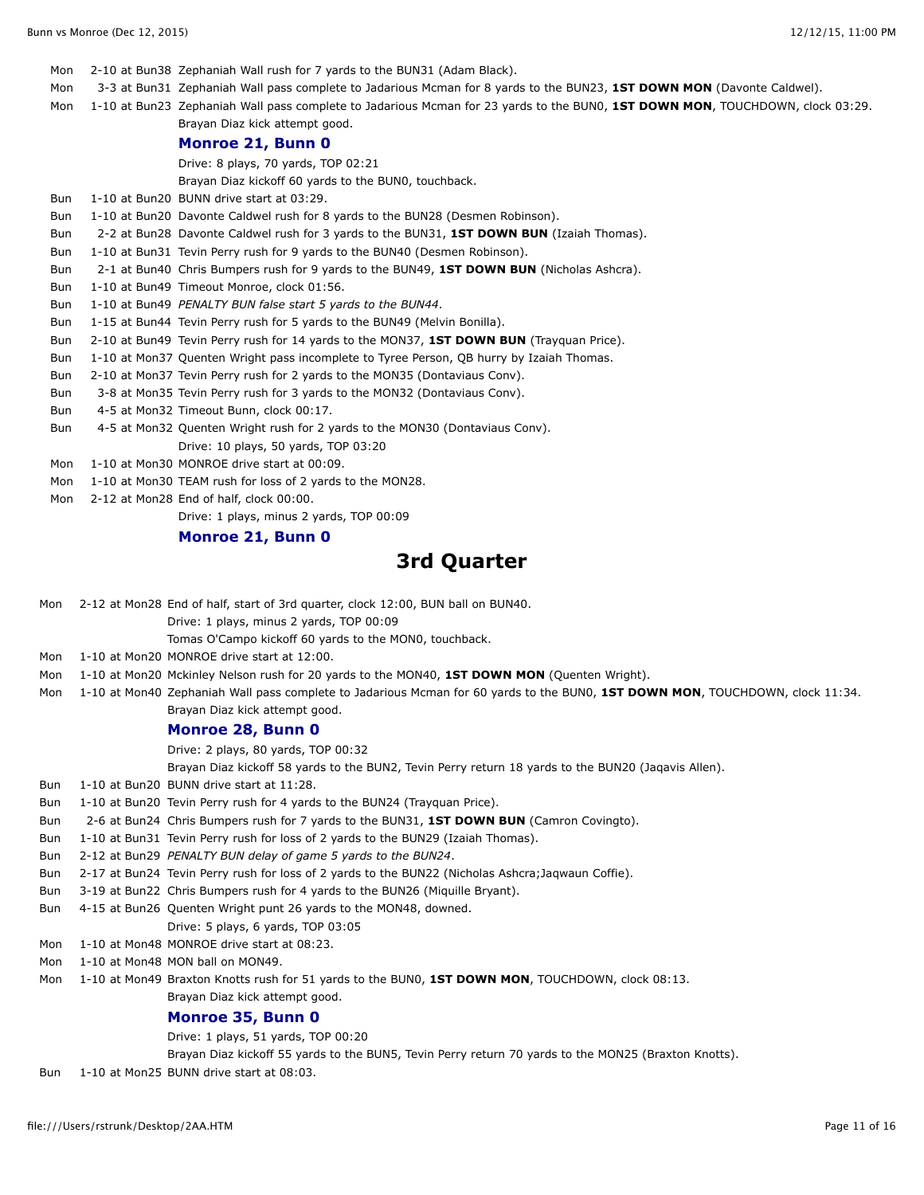| | | |
|---|---|---|
| Mon | 2-10 at Bun38 | Zephaniah Wall rush for 7 yards to the BUN31 (Adam Black). |
| Mon | 3-3 at Bun31 | Zephaniah Wall pass complete to Jadarious Mcman for 8 yards to the BUN23, **1ST DOWN MON** (Davonte Caldwel). |
| Mon | 1-10 at Bun23 | Zephaniah Wall pass complete to Jadarious Mcman for 23 yards to the BUN0, **1ST DOWN MON**, TOUCHDOWN, clock 03:29. |
| | | Brayan Diaz kick attempt good. |
| | | **Monroe 21, Bunn 0** |
| | | Drive: 8 plays, 70 yards, TOP 02:21 |
| | | Brayan Diaz kickoff 60 yards to the BUN0, touchback. |
| Bun | 1-10 at Bun20 | BUNN drive start at 03:29. |
| Bun | 1-10 at Bun20 | Davonte Caldwel rush for 8 yards to the BUN28 (Desmen Robinson). |
| Bun | 2-2 at Bun28 | Davonte Caldwel rush for 3 yards to the BUN31, **1ST DOWN BUN** (Izaiah Thomas). |
| Bun | 1-10 at Bun31 | Tevin Perry rush for 9 yards to the BUN40 (Desmen Robinson). |
| Bun | 2-1 at Bun40 | Chris Bumpers rush for 9 yards to the BUN49, **1ST DOWN BUN** (Nicholas Ashcra). |
| Bun | 1-10 at Bun49 | Timeout Monroe, clock 01:56. |
| Bun | 1-10 at Bun49 | *PENALTY BUN false start 5 yards to the BUN44*. |
| Bun | 1-15 at Bun44 | Tevin Perry rush for 5 yards to the BUN49 (Melvin Bonilla). |
| Bun | 2-10 at Bun49 | Tevin Perry rush for 14 yards to the MON37, **1ST DOWN BUN** (Trayquan Price). |
| Bun | 1-10 at Mon37 | Quenten Wright pass incomplete to Tyree Person, QB hurry by Izaiah Thomas. |
| Bun | 2-10 at Mon37 | Tevin Perry rush for 2 yards to the MON35 (Dontaviaus Conv). |
| Bun | 3-8 at Mon35 | Tevin Perry rush for 3 yards to the MON32 (Dontaviaus Conv). |
| Bun | 4-5 at Mon32 | Timeout Bunn, clock 00:17. |
| Bun | 4-5 at Mon32 | Quenten Wright rush for 2 yards to the MON30 (Dontaviaus Conv). |
| | | Drive: 10 plays, 50 yards, TOP 03:20 |
| Mon | 1-10 at Mon30 | MONROE drive start at 00:09. |
| Mon | 1-10 at Mon30 | TEAM rush for loss of 2 yards to the MON28. |
| Mon | 2-12 at Mon28 | End of half, clock 00:00. |
| | | Drive: 1 plays, minus 2 yards, TOP 00:09 |
| | | **Monroe 21, Bunn 0** |

## 3rd Quarter

| | | |
|---|---|---|
| Mon | 2-12 at Mon28 | End of half, start of 3rd quarter, clock 12:00, BUN ball on BUN40. |
| | | Drive: 1 plays, minus 2 yards, TOP 00:09 |
| | | Tomas O'Campo kickoff 60 yards to the MON0, touchback. |
| Mon | 1-10 at Mon20 | MONROE drive start at 12:00. |
| Mon | 1-10 at Mon20 | Mckinley Nelson rush for 20 yards to the MON40, **1ST DOWN MON** (Quenten Wright). |
| Mon | 1-10 at Mon40 | Zephaniah Wall pass complete to Jadarious Mcman for 60 yards to the BUN0, **1ST DOWN MON**, TOUCHDOWN, clock 11:34. |
| | | Brayan Diaz kick attempt good. |
| | | **Monroe 28, Bunn 0** |
| | | Drive: 2 plays, 80 yards, TOP 00:32 |
| | | Brayan Diaz kickoff 58 yards to the BUN2, Tevin Perry return 18 yards to the BUN20 (Jaqavis Allen). |
| Bun | 1-10 at Bun20 | BUNN drive start at 11:28. |
| Bun | 1-10 at Bun20 | Tevin Perry rush for 4 yards to the BUN24 (Trayquan Price). |
| Bun | 2-6 at Bun24 | Chris Bumpers rush for 7 yards to the BUN31, **1ST DOWN BUN** (Camron Covingto). |
| Bun | 1-10 at Bun31 | Tevin Perry rush for loss of 2 yards to the BUN29 (Izaiah Thomas). |
| Bun | 2-12 at Bun29 | *PENALTY BUN delay of game 5 yards to the BUN24*. |
| Bun | 2-17 at Bun24 | Tevin Perry rush for loss of 2 yards to the BUN22 (Nicholas Ashcra;Jaqwaun Coffie). |
| Bun | 3-19 at Bun22 | Chris Bumpers rush for 4 yards to the BUN26 (Miquille Bryant). |
| Bun | 4-15 at Bun26 | Quenten Wright punt 26 yards to the MON48, downed. |
| | | Drive: 5 plays, 6 yards, TOP 03:05 |
| Mon | 1-10 at Mon48 | MONROE drive start at 08:23. |
| Mon | 1-10 at Mon48 | MON ball on MON49. |
| Mon | 1-10 at Mon49 | Braxton Knotts rush for 51 yards to the BUN0, **1ST DOWN MON**, TOUCHDOWN, clock 08:13. |
| | | Brayan Diaz kick attempt good. |
| | | **Monroe 35, Bunn 0** |
| | | Drive: 1 plays, 51 yards, TOP 00:20 |
| | | Brayan Diaz kickoff 55 yards to the BUN5, Tevin Perry return 70 yards to the MON25 (Braxton Knotts). |
| Bun | 1-10 at Mon25 | BUNN drive start at 08:03. |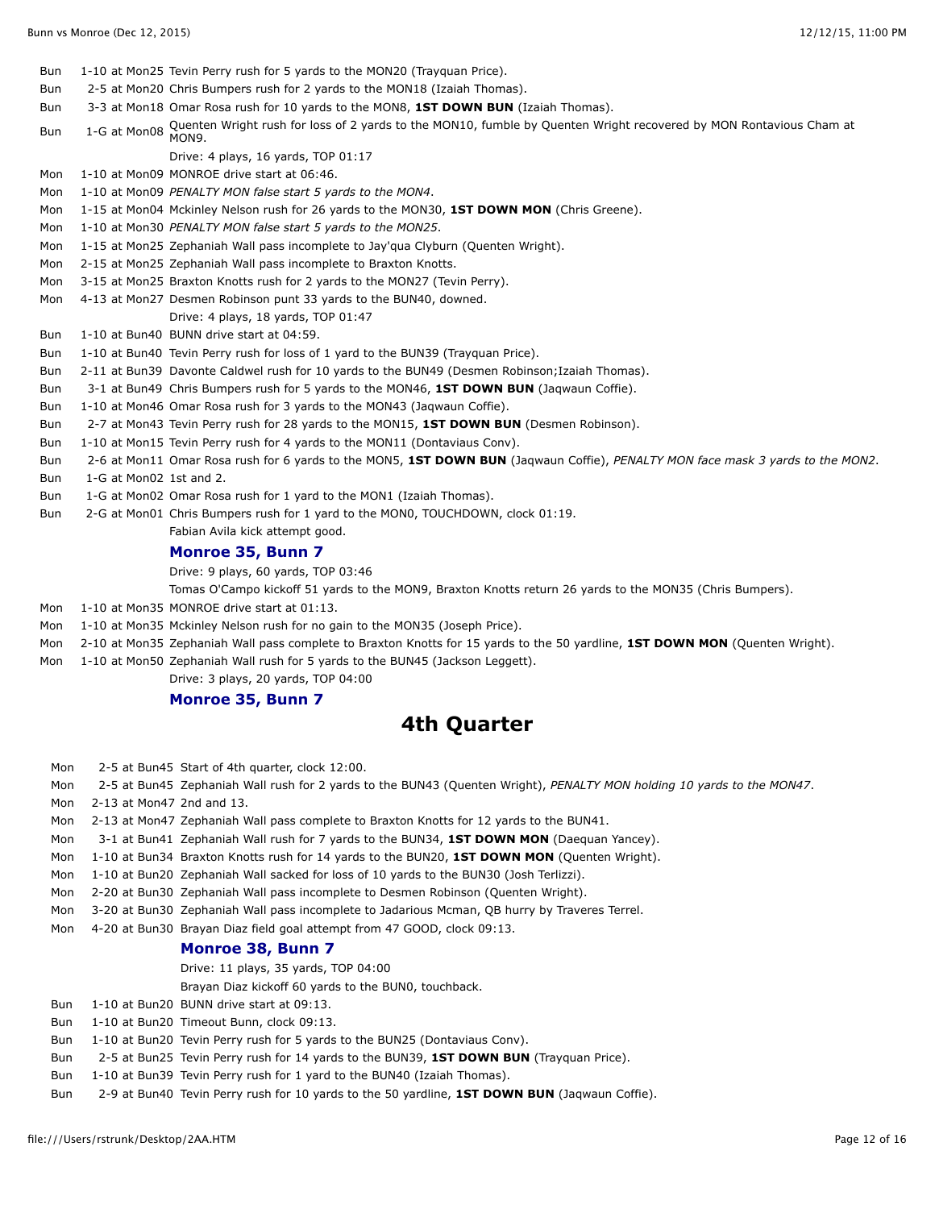| | | |
|---|---|---|
| Bun | 1-10 at Mon25 | Tevin Perry rush for 5 yards to the MON20 (Trayquan Price). |
| Bun | 2-5 at Mon20 | Chris Bumpers rush for 2 yards to the MON18 (Izaiah Thomas). |
| Bun | 3-3 at Mon18 | Omar Rosa rush for 10 yards to the MON8, **1ST DOWN BUN** (Izaiah Thomas). |
| Bun | 1-G at Mon08 | Quenten Wright rush for loss of 2 yards to the MON10, fumble by Quenten Wright recovered by MON Rontavious Cham at MON9. |
| | | Drive: 4 plays, 16 yards, TOP 01:17 |
| Mon | 1-10 at Mon09 | MONROE drive start at 06:46. |
| Mon | 1-10 at Mon09 | *PENALTY MON false start 5 yards to the MON4.* |
| Mon | 1-15 at Mon04 | Mckinley Nelson rush for 26 yards to the MON30, **1ST DOWN MON** (Chris Greene). |
| Mon | 1-10 at Mon30 | *PENALTY MON false start 5 yards to the MON25.* |
| Mon | 1-15 at Mon25 | Zephaniah Wall pass incomplete to Jay'qua Clyburn (Quenten Wright). |
| Mon | 2-15 at Mon25 | Zephaniah Wall pass incomplete to Braxton Knotts. |
| Mon | 3-15 at Mon25 | Braxton Knotts rush for 2 yards to the MON27 (Tevin Perry). |
| Mon | 4-13 at Mon27 | Desmen Robinson punt 33 yards to the BUN40, downed. |
| | | Drive: 4 plays, 18 yards, TOP 01:47 |
| Bun | 1-10 at Bun40 | BUNN drive start at 04:59. |
| Bun | 1-10 at Bun40 | Tevin Perry rush for loss of 1 yard to the BUN39 (Trayquan Price). |
| Bun | 2-11 at Bun39 | Davonte Caldwel rush for 10 yards to the BUN49 (Desmen Robinson;Izaiah Thomas). |
| Bun | 3-1 at Bun49 | Chris Bumpers rush for 5 yards to the MON46, **1ST DOWN BUN** (Jaqwaun Coffie). |
| Bun | 1-10 at Mon46 | Omar Rosa rush for 3 yards to the MON43 (Jaqwaun Coffie). |
| Bun | 2-7 at Mon43 | Tevin Perry rush for 28 yards to the MON15, **1ST DOWN BUN** (Desmen Robinson). |
| Bun | 1-10 at Mon15 | Tevin Perry rush for 4 yards to the MON11 (Dontaviaus Conv). |
| Bun | 2-6 at Mon11 | Omar Rosa rush for 6 yards to the MON5, **1ST DOWN BUN** (Jaqwaun Coffie), *PENALTY MON face mask 3 yards to the MON2.* |
| Bun | 1-G at Mon02 | 1st and 2. |
| Bun | 1-G at Mon02 | Omar Rosa rush for 1 yard to the MON1 (Izaiah Thomas). |
| Bun | 2-G at Mon01 | Chris Bumpers rush for 1 yard to the MON0, TOUCHDOWN, clock 01:19. |
| | | Fabian Avila kick attempt good. |
| | | **Monroe 35, Bunn 7** |
| | | Drive: 9 plays, 60 yards, TOP 03:46 |
| | | Tomas O'Campo kickoff 51 yards to the MON9, Braxton Knotts return 26 yards to the MON35 (Chris Bumpers). |
| Mon | 1-10 at Mon35 | MONROE drive start at 01:13. |
| Mon | 1-10 at Mon35 | Mckinley Nelson rush for no gain to the MON35 (Joseph Price). |
| Mon | 2-10 at Mon35 | Zephaniah Wall pass complete to Braxton Knotts for 15 yards to the 50 yardline, **1ST DOWN MON** (Quenten Wright). |
| Mon | 1-10 at Mon50 | Zephaniah Wall rush for 5 yards to the BUN45 (Jackson Leggett). |
| | | Drive: 3 plays, 20 yards, TOP 04:00 |
| | | **Monroe 35, Bunn 7** |

## 4th Quarter

| | | |
|---|---|---|
| Mon | 2-5 at Bun45 | Start of 4th quarter, clock 12:00. |
| Mon | 2-5 at Bun45 | Zephaniah Wall rush for 2 yards to the BUN43 (Quenten Wright), *PENALTY MON holding 10 yards to the MON47.* |
| Mon | 2-13 at Mon47 | 2nd and 13. |
| Mon | 2-13 at Mon47 | Zephaniah Wall pass complete to Braxton Knotts for 12 yards to the BUN41. |
| Mon | 3-1 at Bun41 | Zephaniah Wall rush for 7 yards to the BUN34, **1ST DOWN MON** (Daequan Yancey). |
| Mon | 1-10 at Bun34 | Braxton Knotts rush for 14 yards to the BUN20, **1ST DOWN MON** (Quenten Wright). |
| Mon | 1-10 at Bun20 | Zephaniah Wall sacked for loss of 10 yards to the BUN30 (Josh Terlizzi). |
| Mon | 2-20 at Bun30 | Zephaniah Wall pass incomplete to Desmen Robinson (Quenten Wright). |
| Mon | 3-20 at Bun30 | Zephaniah Wall pass incomplete to Jadarious Mcman, QB hurry by Traveres Terrel. |
| Mon | 4-20 at Bun30 | Brayan Diaz field goal attempt from 47 GOOD, clock 09:13. |
| | | **Monroe 38, Bunn 7** |
| | | Drive: 11 plays, 35 yards, TOP 04:00 |
| | | Brayan Diaz kickoff 60 yards to the BUN0, touchback. |
| Bun | 1-10 at Bun20 | BUNN drive start at 09:13. |
| Bun | 1-10 at Bun20 | Timeout Bunn, clock 09:13. |
| Bun | 1-10 at Bun20 | Tevin Perry rush for 5 yards to the BUN25 (Dontaviaus Conv). |
| Bun | 2-5 at Bun25 | Tevin Perry rush for 14 yards to the BUN39, **1ST DOWN BUN** (Trayquan Price). |
| Bun | 1-10 at Bun39 | Tevin Perry rush for 1 yard to the BUN40 (Izaiah Thomas). |
| Bun | 2-9 at Bun40 | Tevin Perry rush for 10 yards to the 50 yardline, **1ST DOWN BUN** (Jaqwaun Coffie). |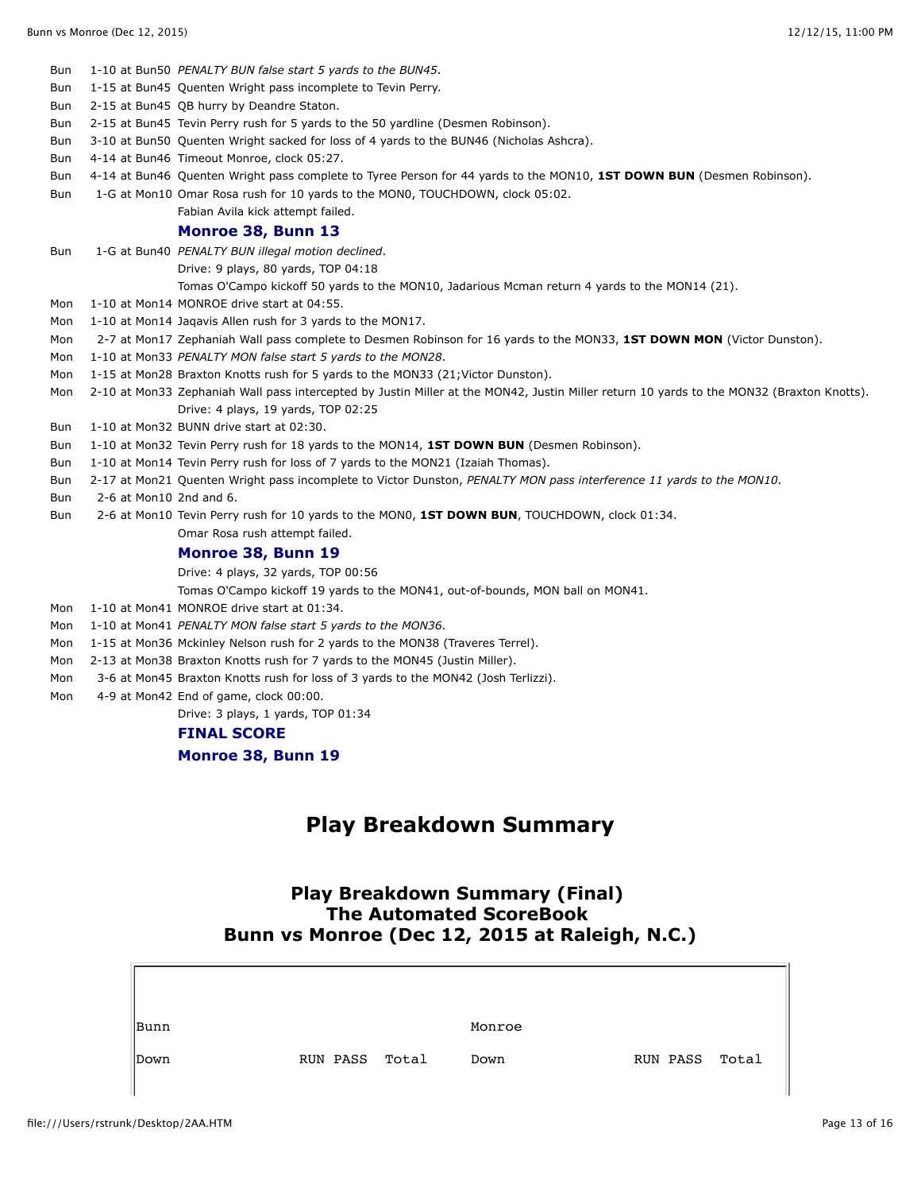Bun 1-10 at Bun50 *PENALTY BUN false start 5 yards to the BUN45*.
Bun 1-15 at Bun45 Quenten Wright pass incomplete to Tevin Perry.
Bun 2-15 at Bun45 QB hurry by Deandre Staton.
Bun 2-15 at Bun45 Tevin Perry rush for 5 yards to the 50 yardline (Desmen Robinson).
Bun 3-10 at Bun50 Quenten Wright sacked for loss of 4 yards to the BUN46 (Nicholas Ashcra).
Bun 4-14 at Bun46 Timeout Monroe, clock 05:27.
Bun 4-14 at Bun46 Quenten Wright pass complete to Tyree Person for 44 yards to the MON10, **1ST DOWN BUN** (Desmen Robinson).
Bun 1-G at Mon10 Omar Rosa rush for 10 yards to the MON0, TOUCHDOWN, clock 05:02.
Fabian Avila kick attempt failed.

**Monroe 38, Bunn 13**

Bun 1-G at Bun40 *PENALTY BUN illegal motion declined*.
Drive: 9 plays, 80 yards, TOP 04:18
Tomas O'Campo kickoff 50 yards to the MON10, Jadarious Mcman return 4 yards to the MON14 (21).
Mon 1-10 at Mon14 MONROE drive start at 04:55.
Mon 1-10 at Mon14 Jaqavis Allen rush for 3 yards to the MON17.
Mon 2-7 at Mon17 Zephaniah Wall pass complete to Desmen Robinson for 16 yards to the MON33, **1ST DOWN MON** (Victor Dunston).
Mon 1-10 at Mon33 *PENALTY MON false start 5 yards to the MON28*.
Mon 1-15 at Mon28 Braxton Knotts rush for 5 yards to the MON33 (21;Victor Dunston).
Mon 2-10 at Mon33 Zephaniah Wall pass intercepted by Justin Miller at the MON42, Justin Miller return 10 yards to the MON32 (Braxton Knotts).
Drive: 4 plays, 19 yards, TOP 02:25
Bun 1-10 at Mon32 BUNN drive start at 02:30.
Bun 1-10 at Mon32 Tevin Perry rush for 18 yards to the MON14, **1ST DOWN BUN** (Desmen Robinson).
Bun 1-10 at Mon14 Tevin Perry rush for loss of 7 yards to the MON21 (Izaiah Thomas).
Bun 2-17 at Mon21 Quenten Wright pass incomplete to Victor Dunston, *PENALTY MON pass interference 11 yards to the MON10*.
Bun 2-6 at Mon10 2nd and 6.
Bun 2-6 at Mon10 Tevin Perry rush for 10 yards to the MON0, **1ST DOWN BUN**, TOUCHDOWN, clock 01:34.
Omar Rosa rush attempt failed.

**Monroe 38, Bunn 19**

Drive: 4 plays, 32 yards, TOP 00:56
Tomas O'Campo kickoff 19 yards to the MON41, out-of-bounds, MON ball on MON41.
Mon 1-10 at Mon41 MONROE drive start at 01:34.
Mon 1-10 at Mon41 *PENALTY MON false start 5 yards to the MON36*.
Mon 1-15 at Mon36 Mckinley Nelson rush for 2 yards to the MON38 (Traveres Terrel).
Mon 2-13 at Mon38 Braxton Knotts rush for 7 yards to the MON45 (Justin Miller).
Mon 3-6 at Mon45 Braxton Knotts rush for loss of 3 yards to the MON42 (Josh Terlizzi).
Mon 4-9 at Mon42 End of game, clock 00:00.
Drive: 3 plays, 1 yards, TOP 01:34

**FINAL SCORE**

**Monroe 38, Bunn 19**

# Play Breakdown Summary

## Play Breakdown Summary (Final)
## The Automated ScoreBook
## Bunn vs Monroe (Dec 12, 2015 at Raleigh, N.C.)

| Bunn | | | | Monroe | | | |
|---|---|---|---|---|---|---|---|
| Down | RUN | PASS | Total | Down | RUN | PASS | Total |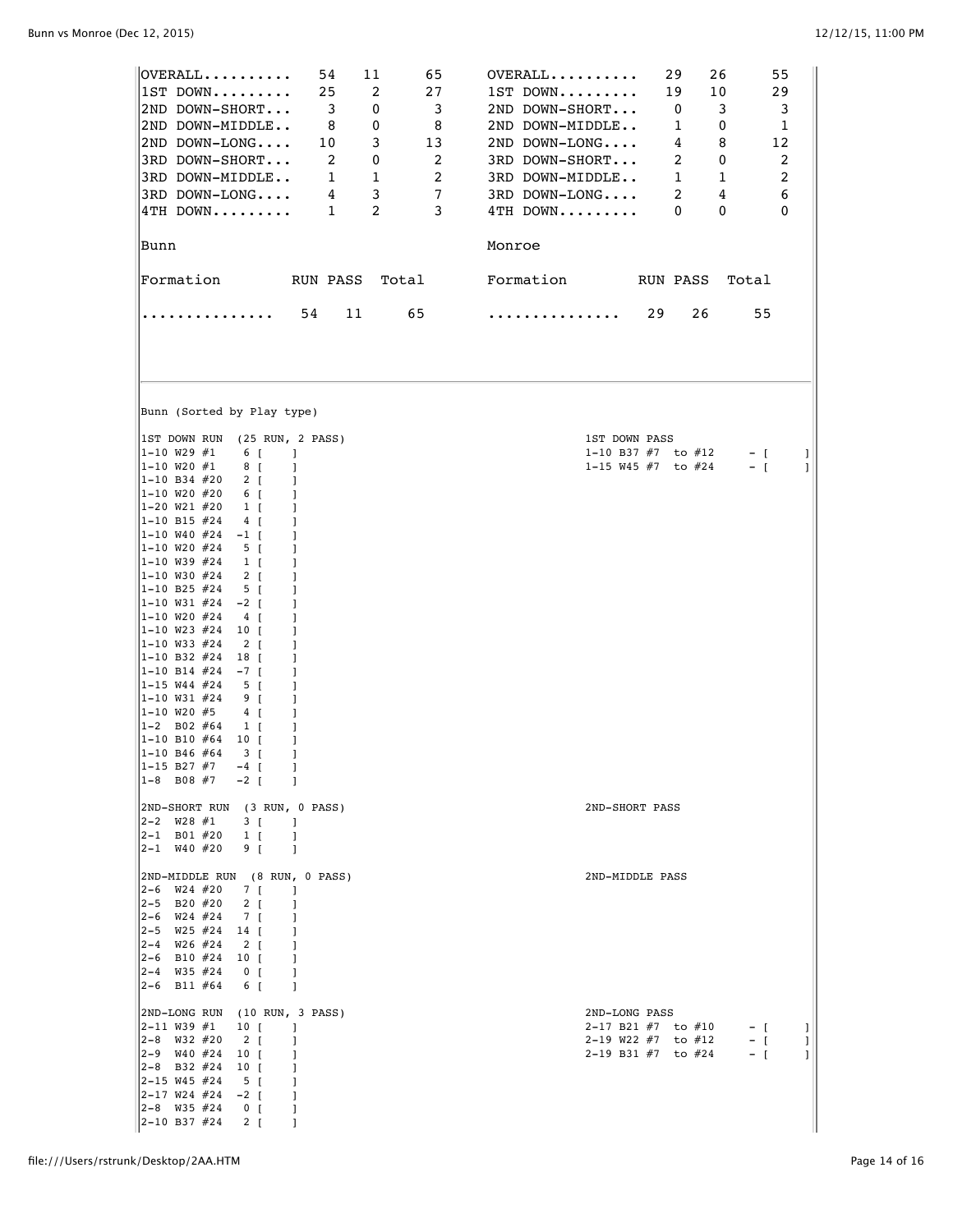| | RUN | PASS | Total |
|---|---|---|---|
| OVERALL.......... | 54 | 11 | 65 |
| 1ST DOWN......... | 25 | 2 | 27 |
| 2ND DOWN-SHORT... | 3 | 0 | 3 |
| 2ND DOWN-MIDDLE.. | 8 | 0 | 8 |
| 2ND DOWN-LONG.... | 10 | 3 | 13 |
| 3RD DOWN-SHORT... | 2 | 0 | 2 |
| 3RD DOWN-MIDDLE.. | 1 | 1 | 2 |
| 3RD DOWN-LONG.... | 4 | 3 | 7 |
| 4TH DOWN......... | 1 | 2 | 3 |

| | RUN | PASS | Total |
|---|---|---|---|
| OVERALL.......... | 29 | 26 | 55 |
| 1ST DOWN......... | 19 | 10 | 29 |
| 2ND DOWN-SHORT... | 0 | 3 | 3 |
| 2ND DOWN-MIDDLE.. | 1 | 0 | 1 |
| 2ND DOWN-LONG.... | 4 | 8 | 12 |
| 3RD DOWN-SHORT... | 2 | 0 | 2 |
| 3RD DOWN-MIDDLE.. | 1 | 1 | 2 |
| 3RD DOWN-LONG.... | 2 | 4 | 6 |
| 4TH DOWN......... | 0 | 0 | 0 |

Bunn

| Formation | RUN | PASS | Total |
|---|---|---|---|
| ............... | 54 | 11 | 65 |

Monroe

| Formation | RUN | PASS | Total |
|---|---|---|---|
| ............... | 29 | 26 | 55 |

Bunn (Sorted by Play type)

```
1ST DOWN RUN  (25 RUN, 2 PASS)                          1ST DOWN PASS
1-10 W29 #1    6 [    ]                                 1-10 B37 #7  to #12     - [     ]
1-10 W20 #1    8 [    ]                                 1-15 W45 #7  to #24     - [     ]
1-10 B34 #20   2 [    ]
1-10 W20 #20   6 [    ]
1-20 W21 #20   1 [    ]
1-10 B15 #24   4 [    ]
1-10 W40 #24  -1 [    ]
1-10 W20 #24   5 [    ]
1-10 W39 #24   1 [    ]
1-10 W30 #24   2 [    ]
1-10 B25 #24   5 [    ]
1-10 W31 #24  -2 [    ]
1-10 W20 #24   4 [    ]
1-10 W23 #24  10 [    ]
1-10 W33 #24   2 [    ]
1-10 B32 #24  18 [    ]
1-10 B14 #24  -7 [    ]
1-15 W44 #24   5 [    ]
1-10 W31 #24   9 [    ]
1-10 W20 #5    4 [    ]
1-2  B02 #64   1 [    ]
1-10 B10 #64  10 [    ]
1-10 B46 #64   3 [    ]
1-15 B27 #7   -4 [    ]
1-8  B08 #7   -2 [    ]

2ND-SHORT RUN  (3 RUN, 0 PASS)                          2ND-SHORT PASS
2-2  W28 #1    3 [    ]
2-1  B01 #20   1 [    ]
2-1  W40 #20   9 [    ]

2ND-MIDDLE RUN  (8 RUN, 0 PASS)                         2ND-MIDDLE PASS
2-6  W24 #20   7 [    ]
2-5  B20 #20   2 [    ]
2-6  W24 #24   7 [    ]
2-5  W25 #24  14 [    ]
2-4  W26 #24   2 [    ]
2-6  B10 #24  10 [    ]
2-4  W35 #24   0 [    ]
2-6  B11 #64   6 [    ]

2ND-LONG RUN  (10 RUN, 3 PASS)                          2ND-LONG PASS
2-11 W39 #1   10 [    ]                                 2-17 B21 #7  to #10     - [     ]
2-8  W32 #20   2 [    ]                                 2-19 W22 #7  to #12     - [     ]
2-9  W40 #24  10 [    ]                                 2-19 B31 #7  to #24     - [     ]
2-8  B32 #24  10 [    ]
2-15 W45 #24   5 [    ]
2-17 W24 #24  -2 [    ]
2-8  W35 #24   0 [    ]
2-10 B37 #24   2 [    ]
```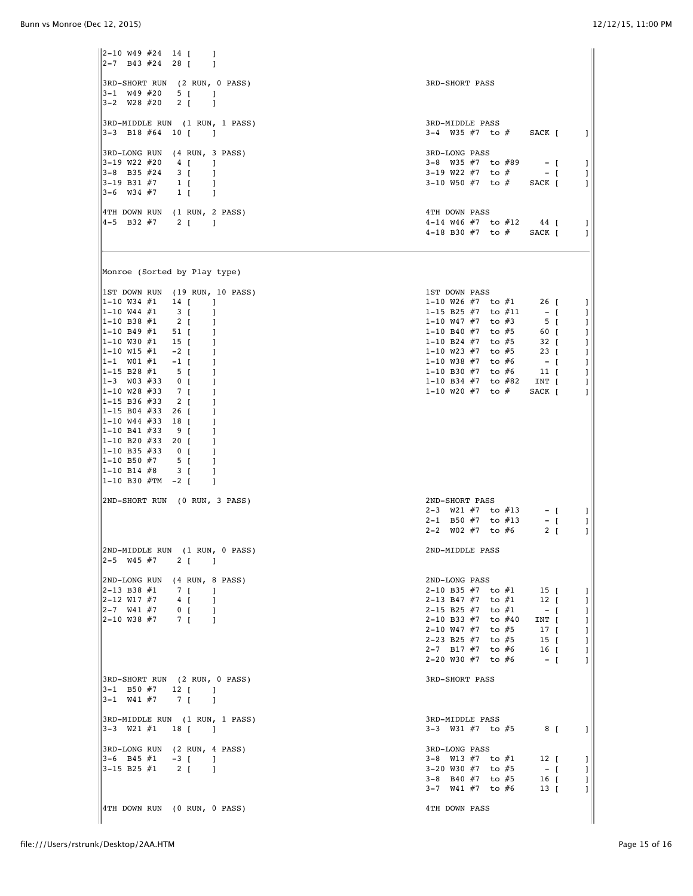```
2-10 W49 #24  14 [    ]
2-7  B43 #24  28 [    ]

3RD-SHORT RUN  (2 RUN, 0 PASS)                         3RD-SHORT PASS
3-1  W49 #20   5 [    ]
3-2  W28 #20   2 [    ]

3RD-MIDDLE RUN  (1 RUN, 1 PASS)                        3RD-MIDDLE PASS
3-3  B18 #64  10 [    ]                                3-4  W35 #7  to #    SACK [     ]

3RD-LONG RUN  (4 RUN, 3 PASS)                          3RD-LONG PASS
3-19 W22 #20   4 [    ]                                3-8  W35 #7  to #89     - [     ]
3-8  B35 #24   3 [    ]                                3-19 W22 #7  to #       - [     ]
3-19 B31 #7    1 [    ]                                3-10 W50 #7  to #    SACK [     ]
3-6  W34 #7    1 [    ]

4TH DOWN RUN  (1 RUN, 2 PASS)                          4TH DOWN PASS
4-5  B32 #7    2 [    ]                                4-14 W46 #7  to #12    44 [     ]
                                                       4-18 B30 #7  to #    SACK [     ]
```

Monroe (Sorted by Play type)

```
1ST DOWN RUN  (19 RUN, 10 PASS)                        1ST DOWN PASS
1-10 W34 #1   14 [    ]                                1-10 W26 #7  to #1     26 [     ]
1-10 W44 #1    3 [    ]                                1-15 B25 #7  to #11     - [     ]
1-10 B38 #1    2 [    ]                                1-10 W47 #7  to #3      5 [     ]
1-10 B49 #1   51 [    ]                                1-10 B40 #7  to #5     60 [     ]
1-10 W30 #1   15 [    ]                                1-10 B24 #7  to #5     32 [     ]
1-10 W15 #1   -2 [    ]                                1-10 W23 #7  to #5     23 [     ]
1-1  W01 #1   -1 [    ]                                1-10 W38 #7  to #6      - [     ]
1-15 B28 #1    5 [    ]                                1-10 B30 #7  to #6     11 [     ]
1-3  W03 #33   0 [    ]                                1-10 B34 #7  to #82   INT [     ]
1-10 W28 #33   7 [    ]                                1-10 W20 #7  to #    SACK [     ]
1-15 B36 #33   2 [    ]
1-15 B04 #33  26 [    ]
1-10 W44 #33  18 [    ]
1-10 B41 #33   9 [    ]
1-10 B20 #33  20 [    ]
1-10 B35 #33   0 [    ]
1-10 B50 #7    5 [    ]
1-10 B14 #8    3 [    ]
1-10 B30 #TM  -2 [    ]

2ND-SHORT RUN  (0 RUN, 3 PASS)                         2ND-SHORT PASS
                                                       2-3  W21 #7  to #13     - [     ]
                                                       2-1  B50 #7  to #13     - [     ]
                                                       2-2  W02 #7  to #6      2 [     ]

2ND-MIDDLE RUN  (1 RUN, 0 PASS)                        2ND-MIDDLE PASS
2-5  W45 #7    2 [    ]

2ND-LONG RUN  (4 RUN, 8 PASS)                          2ND-LONG PASS
2-13 B38 #1    7 [    ]                                2-10 B35 #7  to #1     15 [     ]
2-12 W17 #7    4 [    ]                                2-13 B47 #7  to #1     12 [     ]
2-7  W41 #7    0 [    ]                                2-15 B25 #7  to #1      - [     ]
2-10 W38 #7    7 [    ]                                2-10 B33 #7  to #40   INT [     ]
                                                       2-10 W47 #7  to #5     17 [     ]
                                                       2-23 B25 #7  to #5     15 [     ]
                                                       2-7  B17 #7  to #6     16 [     ]
                                                       2-20 W30 #7  to #6      - [     ]

3RD-SHORT RUN  (2 RUN, 0 PASS)                         3RD-SHORT PASS
3-1  B50 #7   12 [    ]
3-1  W41 #7    7 [    ]

3RD-MIDDLE RUN  (1 RUN, 1 PASS)                        3RD-MIDDLE PASS
3-3  W21 #1   18 [    ]                                3-3  W31 #7  to #5      8 [     ]

3RD-LONG RUN  (2 RUN, 4 PASS)                          3RD-LONG PASS
3-6  B45 #1   -3 [    ]                                3-8  W13 #7  to #1     12 [     ]
3-15 B25 #1    2 [    ]                                3-20 W30 #7  to #5      - [     ]
                                                       3-8  B40 #7  to #5     16 [     ]
                                                       3-7  W41 #7  to #6     13 [     ]

4TH DOWN RUN  (0 RUN, 0 PASS)                          4TH DOWN PASS
```